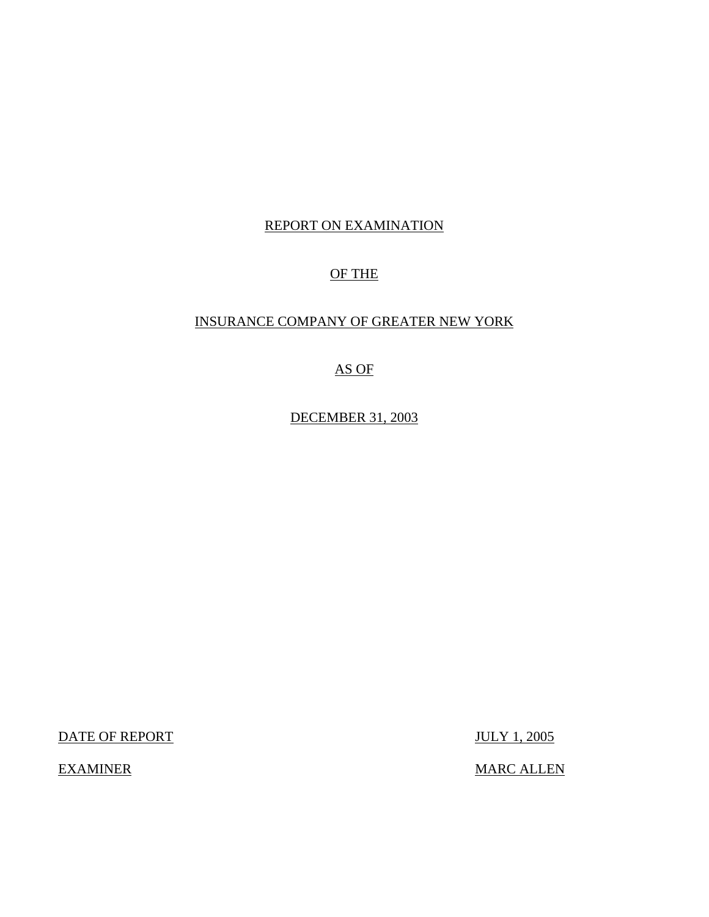# REPORT ON EXAMINATION

# OF THE

# INSURANCE COMPANY OF GREATER NEW YORK

# AS OF

# DECEMBER 31, 2003

DATE OF REPORT: JULY 1, 2005

EXAMINER: MARC ALLEN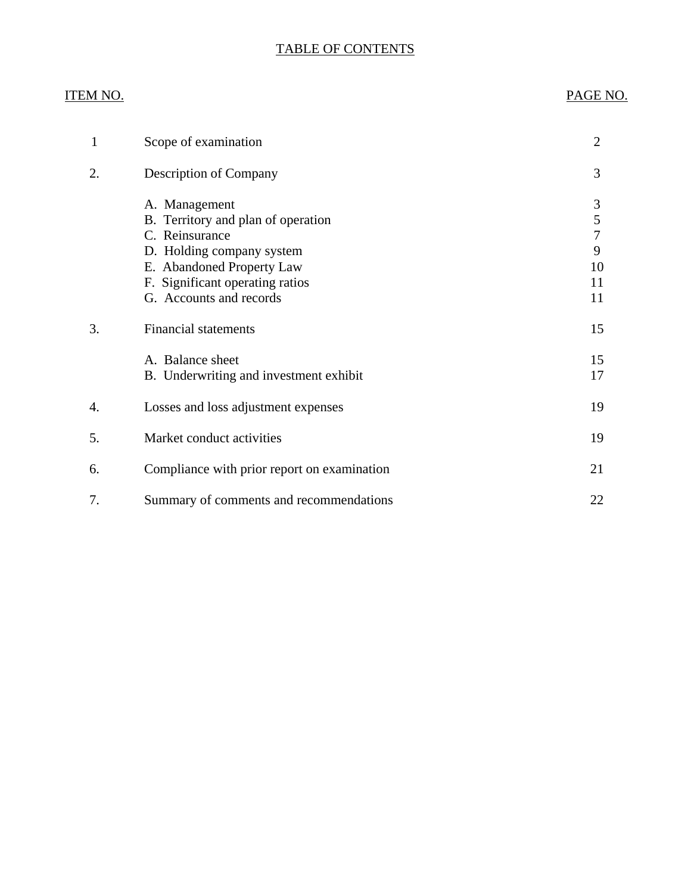# TABLE OF CONTENTS

| ITEM NO. | | PAGE NO. |
|---|---|---|
| 1 | Scope of examination | 2 |
| 2. | Description of Company | 3 |
| | A. Management | 3 |
| | B. Territory and plan of operation | 5 |
| | C. Reinsurance | 7 |
| | D. Holding company system | 9 |
| | E. Abandoned Property Law | 10 |
| | F. Significant operating ratios | 11 |
| | G. Accounts and records | 11 |
| 3. | Financial statements | 15 |
| | A. Balance sheet | 15 |
| | B. Underwriting and investment exhibit | 17 |
| 4. | Losses and loss adjustment expenses | 19 |
| 5. | Market conduct activities | 19 |
| 6. | Compliance with prior report on examination | 21 |
| 7. | Summary of comments and recommendations | 22 |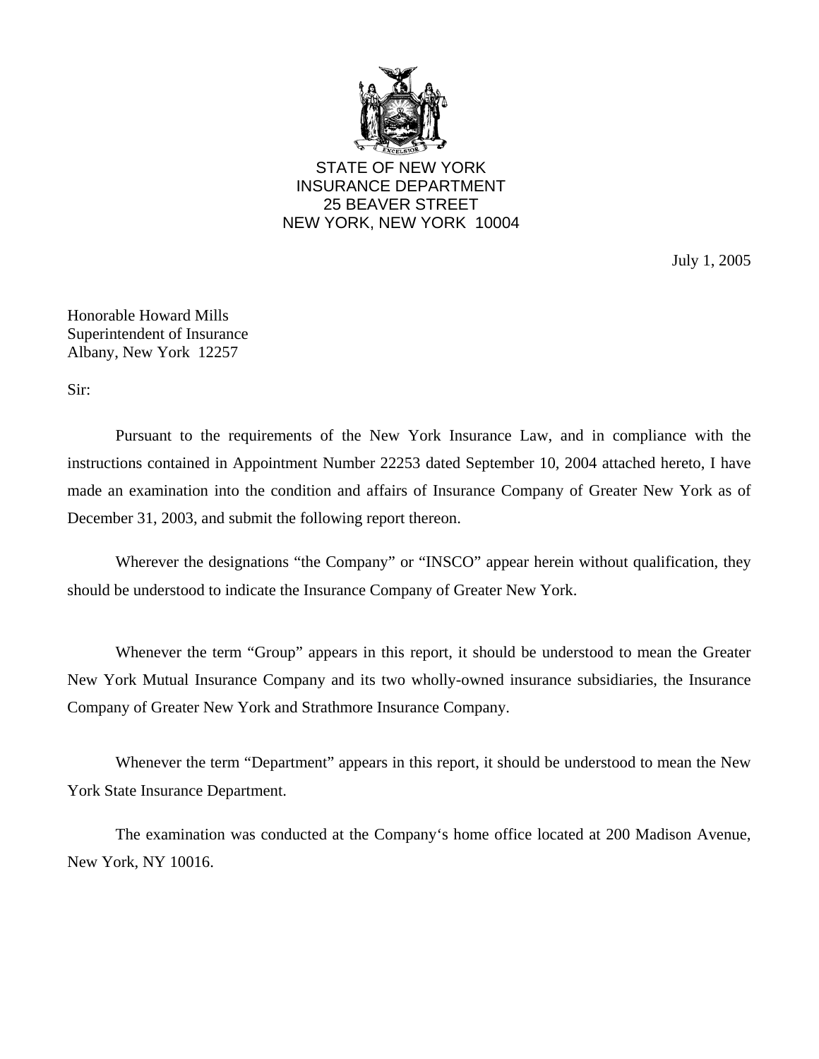STATE OF NEW YORK
INSURANCE DEPARTMENT
25 BEAVER STREET
NEW YORK, NEW YORK 10004

July 1, 2005

Honorable Howard Mills
Superintendent of Insurance
Albany, New York 12257

Sir:

Pursuant to the requirements of the New York Insurance Law, and in compliance with the instructions contained in Appointment Number 22253 dated September 10, 2004 attached hereto, I have made an examination into the condition and affairs of Insurance Company of Greater New York as of December 31, 2003, and submit the following report thereon.

Wherever the designations "the Company" or "INSCO" appear herein without qualification, they should be understood to indicate the Insurance Company of Greater New York.

Whenever the term "Group" appears in this report, it should be understood to mean the Greater New York Mutual Insurance Company and its two wholly-owned insurance subsidiaries, the Insurance Company of Greater New York and Strathmore Insurance Company.

Whenever the term "Department" appears in this report, it should be understood to mean the New York State Insurance Department.

The examination was conducted at the Company's home office located at 200 Madison Avenue, New York, NY 10016.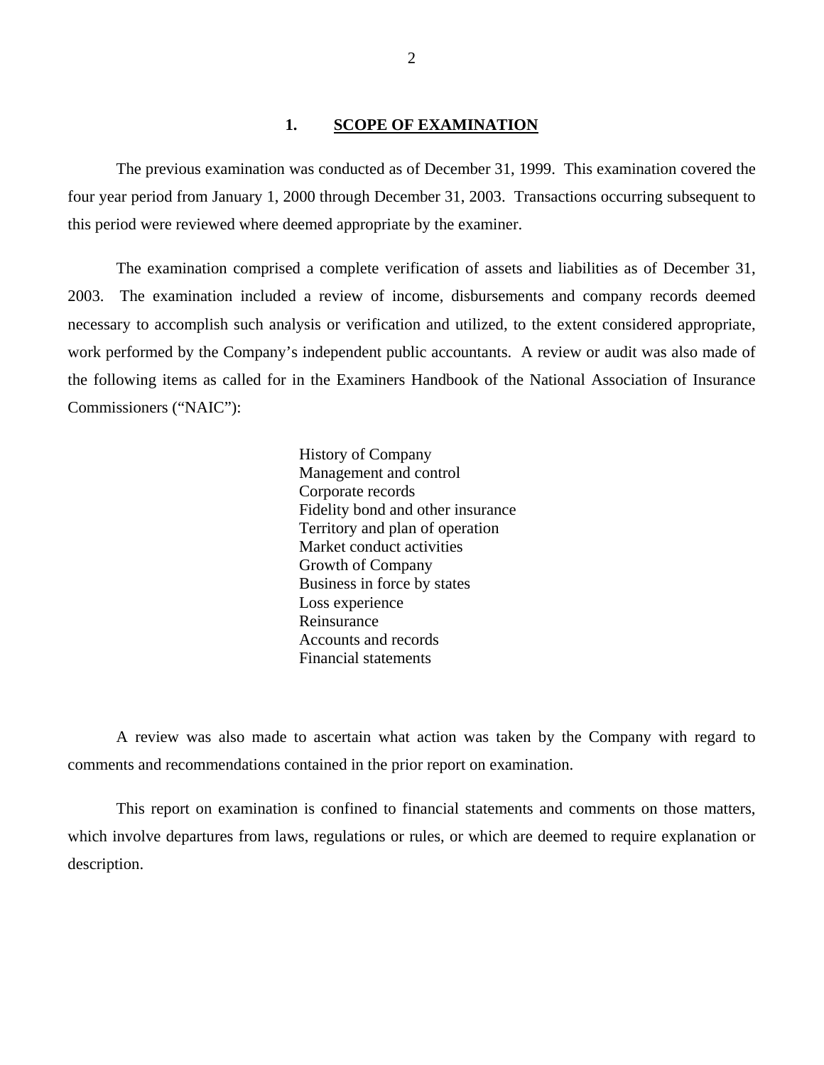## 1. SCOPE OF EXAMINATION

The previous examination was conducted as of December 31, 1999. This examination covered the four year period from January 1, 2000 through December 31, 2003. Transactions occurring subsequent to this period were reviewed where deemed appropriate by the examiner.

The examination comprised a complete verification of assets and liabilities as of December 31, 2003. The examination included a review of income, disbursements and company records deemed necessary to accomplish such analysis or verification and utilized, to the extent considered appropriate, work performed by the Company's independent public accountants. A review or audit was also made of the following items as called for in the Examiners Handbook of the National Association of Insurance Commissioners ("NAIC"):

History of Company
Management and control
Corporate records
Fidelity bond and other insurance
Territory and plan of operation
Market conduct activities
Growth of Company
Business in force by states
Loss experience
Reinsurance
Accounts and records
Financial statements

A review was also made to ascertain what action was taken by the Company with regard to comments and recommendations contained in the prior report on examination.

This report on examination is confined to financial statements and comments on those matters, which involve departures from laws, regulations or rules, or which are deemed to require explanation or description.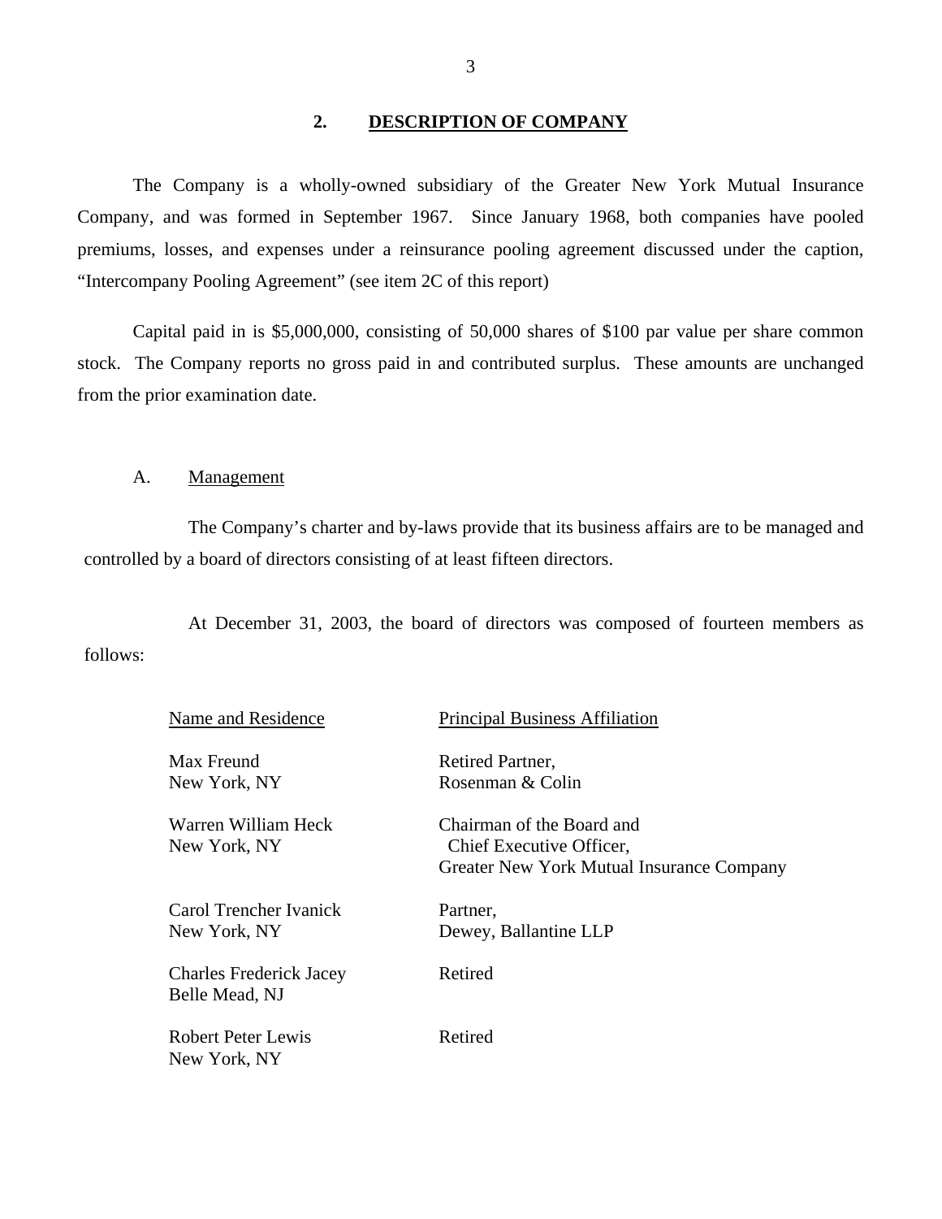## 2. DESCRIPTION OF COMPANY

The Company is a wholly-owned subsidiary of the Greater New York Mutual Insurance Company, and was formed in September 1967. Since January 1968, both companies have pooled premiums, losses, and expenses under a reinsurance pooling agreement discussed under the caption, "Intercompany Pooling Agreement" (see item 2C of this report)

Capital paid in is $5,000,000, consisting of 50,000 shares of $100 par value per share common stock. The Company reports no gross paid in and contributed surplus. These amounts are unchanged from the prior examination date.

### A. Management

The Company's charter and by-laws provide that its business affairs are to be managed and controlled by a board of directors consisting of at least fifteen directors.

At December 31, 2003, the board of directors was composed of fourteen members as follows:

| Name and Residence | Principal Business Affiliation |
|---|---|
| Max Freund<br>New York, NY | Retired Partner,<br>Rosenman & Colin |
| Warren William Heck<br>New York, NY | Chairman of the Board and<br>Chief Executive Officer,<br>Greater New York Mutual Insurance Company |
| Carol Trencher Ivanick<br>New York, NY | Partner,<br>Dewey, Ballantine LLP |
| Charles Frederick Jacey<br>Belle Mead, NJ | Retired |
| Robert Peter Lewis<br>New York, NY | Retired |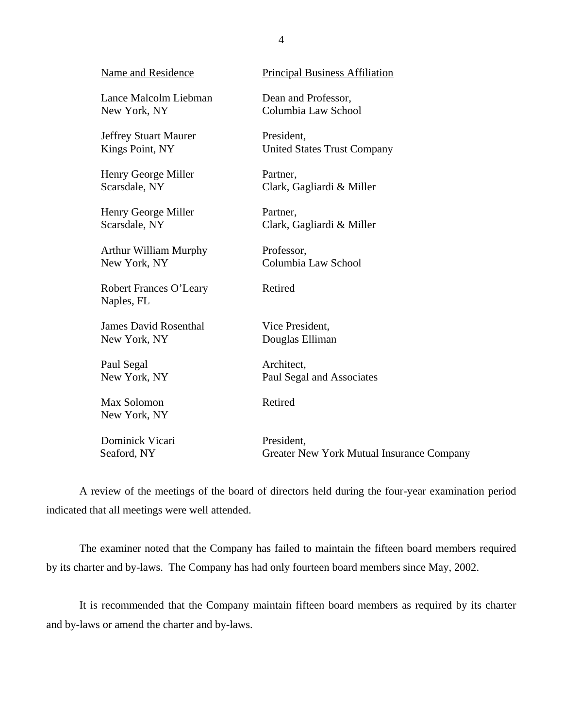| Name and Residence | Principal Business Affiliation |
|---|---|
| Lance Malcolm Liebman<br>New York, NY | Dean and Professor,<br>Columbia Law School |
| Jeffrey Stuart Maurer<br>Kings Point, NY | President,<br>United States Trust Company |
| Henry George Miller<br>Scarsdale, NY | Partner,<br>Clark, Gagliardi & Miller |
| Henry George Miller<br>Scarsdale, NY | Partner,<br>Clark, Gagliardi & Miller |
| Arthur William Murphy<br>New York, NY | Professor,<br>Columbia Law School |
| Robert Frances O'Leary<br>Naples, FL | Retired |
| James David Rosenthal<br>New York, NY | Vice President,<br>Douglas Elliman |
| Paul Segal<br>New York, NY | Architect,<br>Paul Segal and Associates |
| Max Solomon<br>New York, NY | Retired |
| Dominick Vicari<br>Seaford, NY | President,<br>Greater New York Mutual Insurance Company |

A review of the meetings of the board of directors held during the four-year examination period indicated that all meetings were well attended.

The examiner noted that the Company has failed to maintain the fifteen board members required by its charter and by-laws. The Company has had only fourteen board members since May, 2002.

It is recommended that the Company maintain fifteen board members as required by its charter and by-laws or amend the charter and by-laws.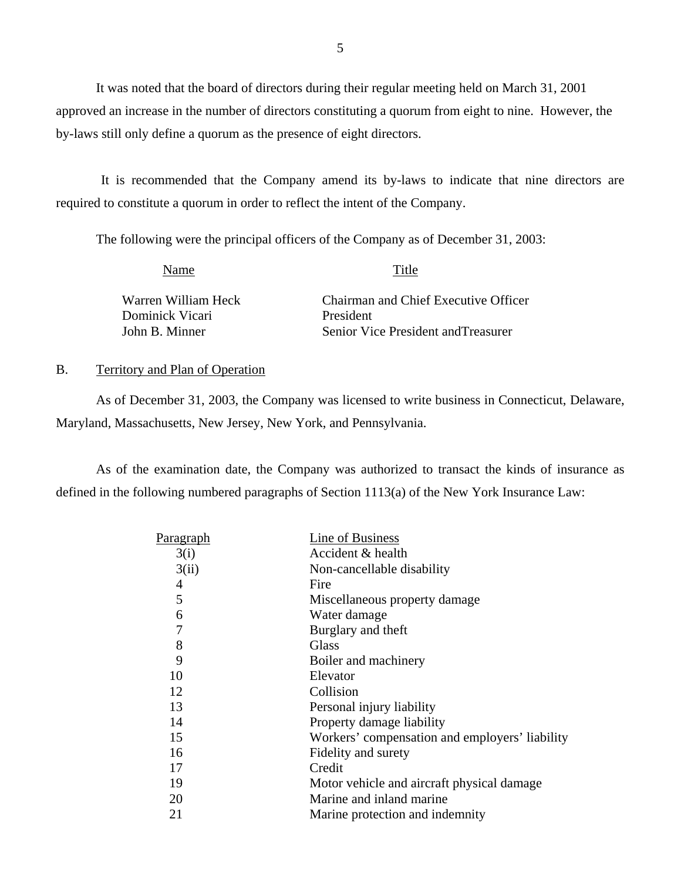It was noted that the board of directors during their regular meeting held on March 31, 2001 approved an increase in the number of directors constituting a quorum from eight to nine. However, the by-laws still only define a quorum as the presence of eight directors.

It is recommended that the Company amend its by-laws to indicate that nine directors are required to constitute a quorum in order to reflect the intent of the Company.

The following were the principal officers of the Company as of December 31, 2003:

| Name | Title |
|---|---|
| Warren William Heck | Chairman and Chief Executive Officer |
| Dominick Vicari | President |
| John B. Minner | Senior Vice President andTreasurer |

## B. Territory and Plan of Operation

As of December 31, 2003, the Company was licensed to write business in Connecticut, Delaware, Maryland, Massachusetts, New Jersey, New York, and Pennsylvania.

As of the examination date, the Company was authorized to transact the kinds of insurance as defined in the following numbered paragraphs of Section 1113(a) of the New York Insurance Law:

| Paragraph | Line of Business |
|---|---|
| 3(i) | Accident & health |
| 3(ii) | Non-cancellable disability |
| 4 | Fire |
| 5 | Miscellaneous property damage |
| 6 | Water damage |
| 7 | Burglary and theft |
| 8 | Glass |
| 9 | Boiler and machinery |
| 10 | Elevator |
| 12 | Collision |
| 13 | Personal injury liability |
| 14 | Property damage liability |
| 15 | Workers' compensation and employers' liability |
| 16 | Fidelity and surety |
| 17 | Credit |
| 19 | Motor vehicle and aircraft physical damage |
| 20 | Marine and inland marine |
| 21 | Marine protection and indemnity |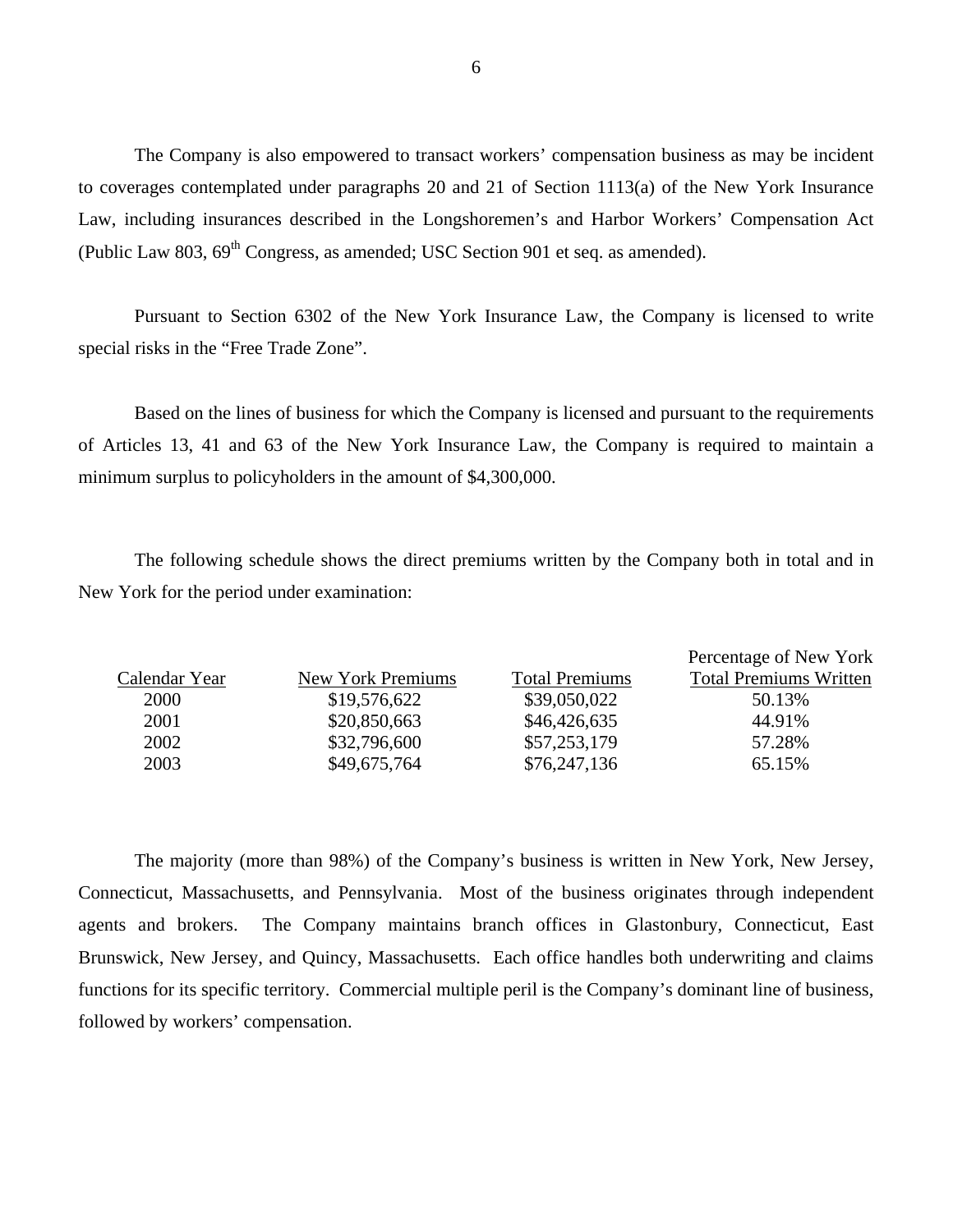The Company is also empowered to transact workers' compensation business as may be incident to coverages contemplated under paragraphs 20 and 21 of Section 1113(a) of the New York Insurance Law, including insurances described in the Longshoremen's and Harbor Workers' Compensation Act (Public Law 803, 69th Congress, as amended; USC Section 901 et seq. as amended).

Pursuant to Section 6302 of the New York Insurance Law, the Company is licensed to write special risks in the "Free Trade Zone".

Based on the lines of business for which the Company is licensed and pursuant to the requirements of Articles 13, 41 and 63 of the New York Insurance Law, the Company is required to maintain a minimum surplus to policyholders in the amount of $4,300,000.

The following schedule shows the direct premiums written by the Company both in total and in New York for the period under examination:

| Calendar Year | New York Premiums | Total Premiums | Percentage of New York Total Premiums Written |
|---|---|---|---|
| 2000 | $19,576,622 | $39,050,022 | 50.13% |
| 2001 | $20,850,663 | $46,426,635 | 44.91% |
| 2002 | $32,796,600 | $57,253,179 | 57.28% |
| 2003 | $49,675,764 | $76,247,136 | 65.15% |

The majority (more than 98%) of the Company's business is written in New York, New Jersey, Connecticut, Massachusetts, and Pennsylvania. Most of the business originates through independent agents and brokers. The Company maintains branch offices in Glastonbury, Connecticut, East Brunswick, New Jersey, and Quincy, Massachusetts. Each office handles both underwriting and claims functions for its specific territory. Commercial multiple peril is the Company's dominant line of business, followed by workers' compensation.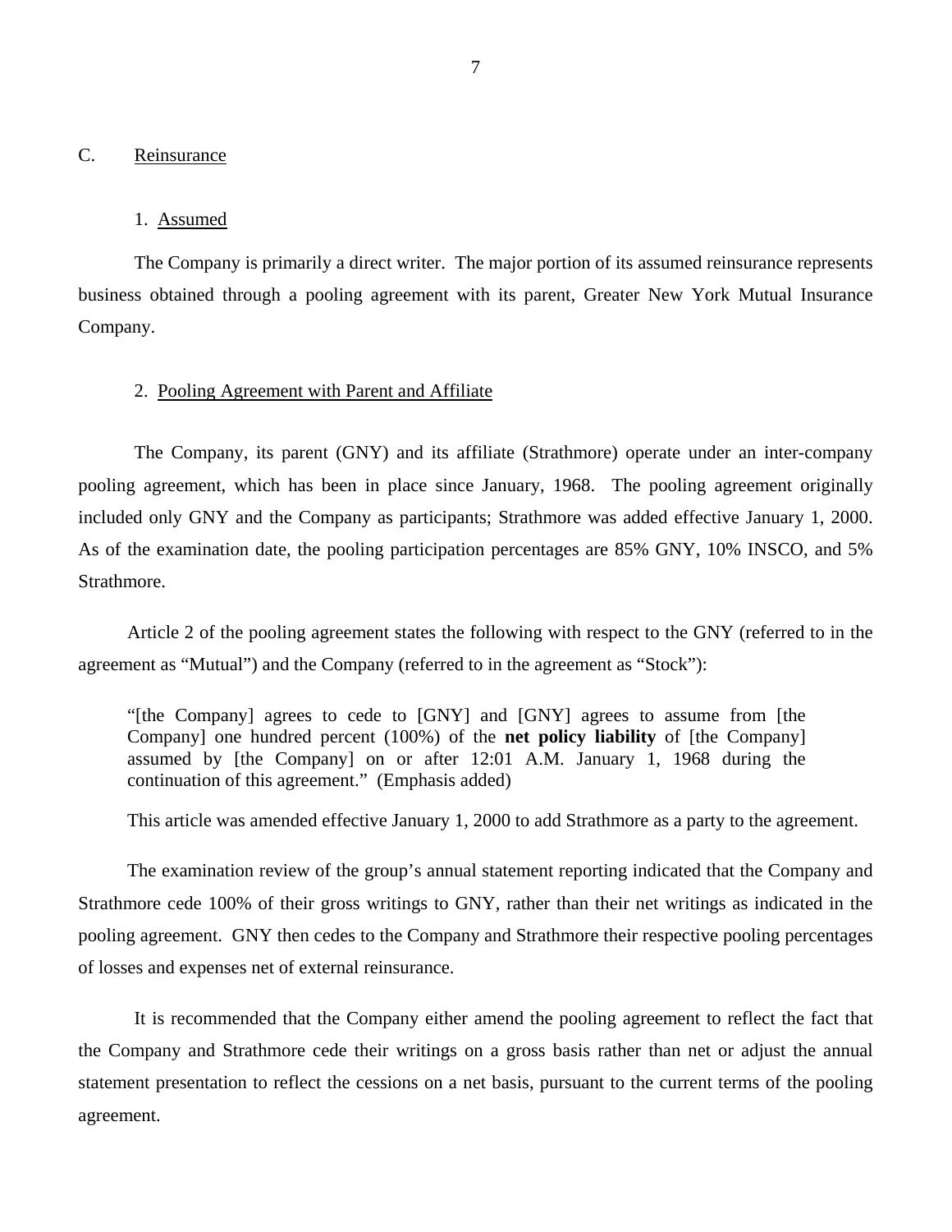## C. Reinsurance

### 1. Assumed

The Company is primarily a direct writer. The major portion of its assumed reinsurance represents business obtained through a pooling agreement with its parent, Greater New York Mutual Insurance Company.

### 2. Pooling Agreement with Parent and Affiliate

The Company, its parent (GNY) and its affiliate (Strathmore) operate under an inter-company pooling agreement, which has been in place since January, 1968. The pooling agreement originally included only GNY and the Company as participants; Strathmore was added effective January 1, 2000. As of the examination date, the pooling participation percentages are 85% GNY, 10% INSCO, and 5% Strathmore.

Article 2 of the pooling agreement states the following with respect to the GNY (referred to in the agreement as "Mutual") and the Company (referred to in the agreement as "Stock"):

> "[the Company] agrees to cede to [GNY] and [GNY] agrees to assume from [the Company] one hundred percent (100%) of the **net policy liability** of [the Company] assumed by [the Company] on or after 12:01 A.M. January 1, 1968 during the continuation of this agreement." (Emphasis added)

This article was amended effective January 1, 2000 to add Strathmore as a party to the agreement.

The examination review of the group's annual statement reporting indicated that the Company and Strathmore cede 100% of their gross writings to GNY, rather than their net writings as indicated in the pooling agreement. GNY then cedes to the Company and Strathmore their respective pooling percentages of losses and expenses net of external reinsurance.

It is recommended that the Company either amend the pooling agreement to reflect the fact that the Company and Strathmore cede their writings on a gross basis rather than net or adjust the annual statement presentation to reflect the cessions on a net basis, pursuant to the current terms of the pooling agreement.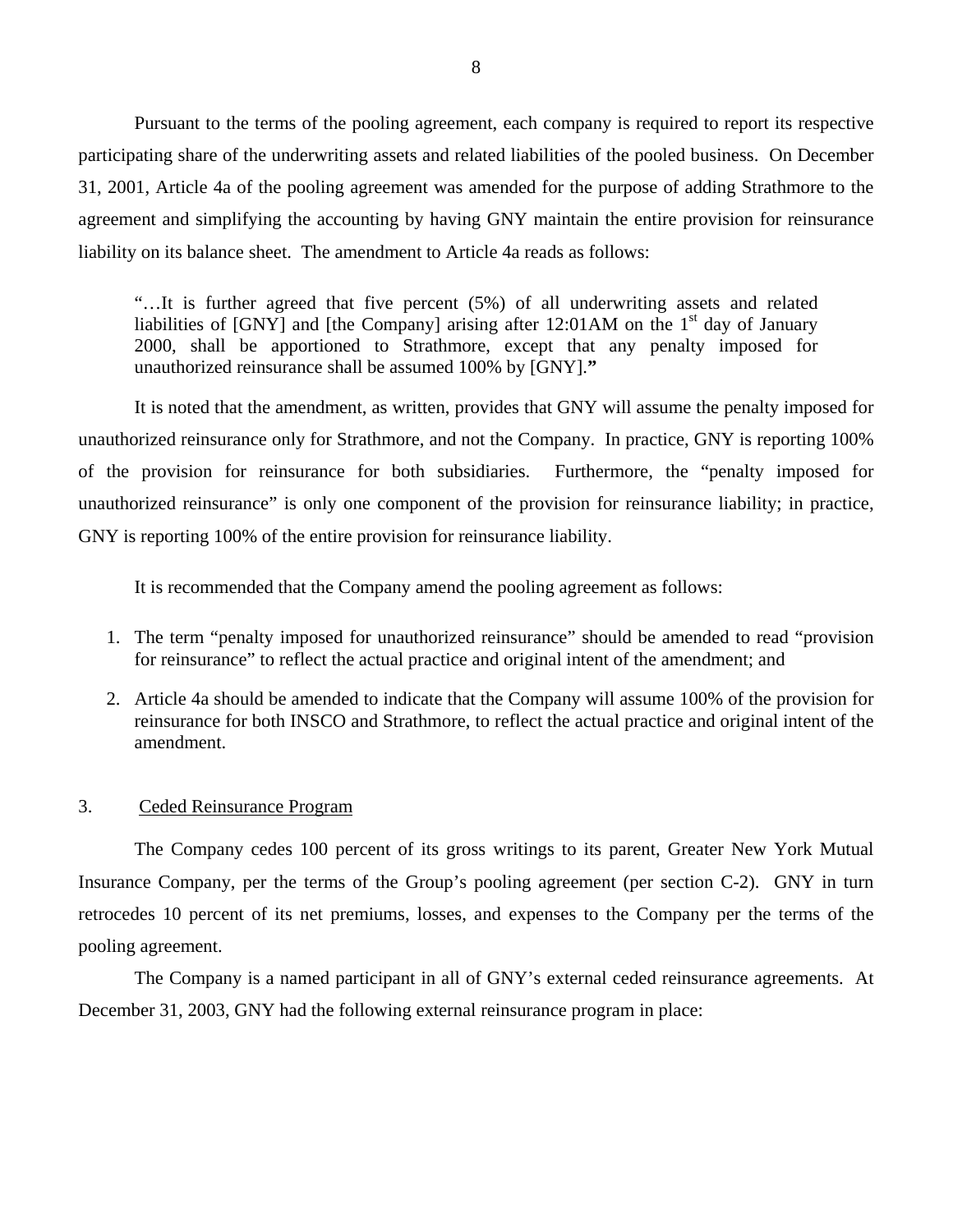Pursuant to the terms of the pooling agreement, each company is required to report its respective participating share of the underwriting assets and related liabilities of the pooled business. On December 31, 2001, Article 4a of the pooling agreement was amended for the purpose of adding Strathmore to the agreement and simplifying the accounting by having GNY maintain the entire provision for reinsurance liability on its balance sheet. The amendment to Article 4a reads as follows:

> "…It is further agreed that five percent (5%) of all underwriting assets and related liabilities of [GNY] and [the Company] arising after 12:01AM on the 1st day of January 2000, shall be apportioned to Strathmore, except that any penalty imposed for unauthorized reinsurance shall be assumed 100% by [GNY]."

It is noted that the amendment, as written, provides that GNY will assume the penalty imposed for unauthorized reinsurance only for Strathmore, and not the Company. In practice, GNY is reporting 100% of the provision for reinsurance for both subsidiaries. Furthermore, the "penalty imposed for unauthorized reinsurance" is only one component of the provision for reinsurance liability; in practice, GNY is reporting 100% of the entire provision for reinsurance liability.

It is recommended that the Company amend the pooling agreement as follows:

1. The term "penalty imposed for unauthorized reinsurance" should be amended to read "provision for reinsurance" to reflect the actual practice and original intent of the amendment; and
2. Article 4a should be amended to indicate that the Company will assume 100% of the provision for reinsurance for both INSCO and Strathmore, to reflect the actual practice and original intent of the amendment.

## 3. Ceded Reinsurance Program

The Company cedes 100 percent of its gross writings to its parent, Greater New York Mutual Insurance Company, per the terms of the Group's pooling agreement (per section C-2). GNY in turn retrocedes 10 percent of its net premiums, losses, and expenses to the Company per the terms of the pooling agreement.

The Company is a named participant in all of GNY's external ceded reinsurance agreements. At December 31, 2003, GNY had the following external reinsurance program in place: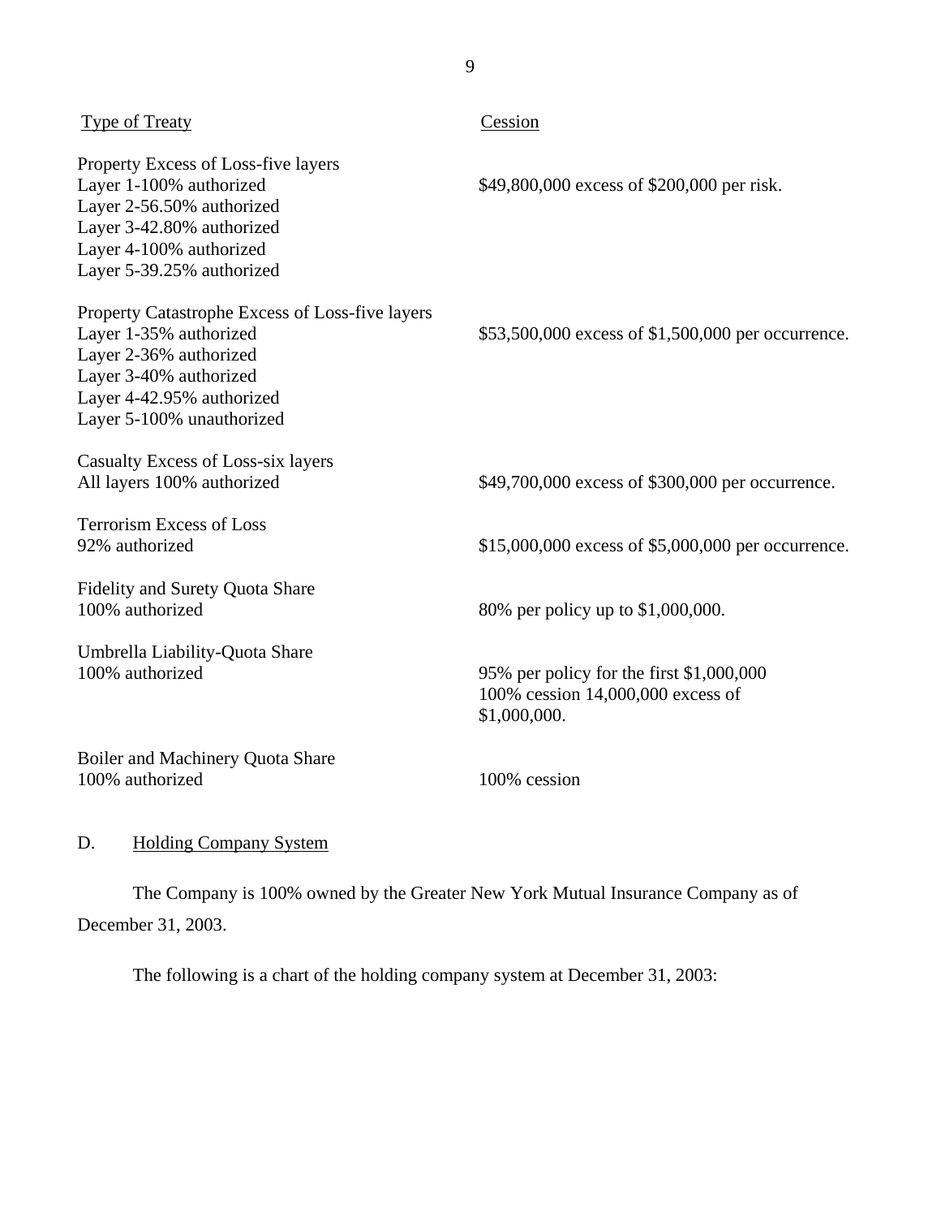| Type of Treaty | Cession |
| --- | --- |
| Property Excess of Loss-five layers<br>Layer 1-100% authorized<br>Layer 2-56.50% authorized<br>Layer 3-42.80% authorized<br>Layer 4-100% authorized<br>Layer 5-39.25% authorized | $49,800,000 excess of $200,000 per risk. |
| Property Catastrophe Excess of Loss-five layers<br>Layer 1-35% authorized<br>Layer 2-36% authorized<br>Layer 3-40% authorized<br>Layer 4-42.95% authorized<br>Layer 5-100% unauthorized | $53,500,000 excess of $1,500,000 per occurrence. |
| Casualty Excess of Loss-six layers<br>All layers 100% authorized | $49,700,000 excess of $300,000 per occurrence. |
| Terrorism Excess of Loss<br>92% authorized | $15,000,000 excess of $5,000,000 per occurrence. |
| Fidelity and Surety Quota Share<br>100% authorized | 80% per policy up to $1,000,000. |
| Umbrella Liability-Quota Share<br>100% authorized | 95% per policy for the first $1,000,000<br>100% cession 14,000,000 excess of $1,000,000. |
| Boiler and Machinery Quota Share<br>100% authorized | 100% cession |

## D. Holding Company System

The Company is 100% owned by the Greater New York Mutual Insurance Company as of December 31, 2003.

The following is a chart of the holding company system at December 31, 2003: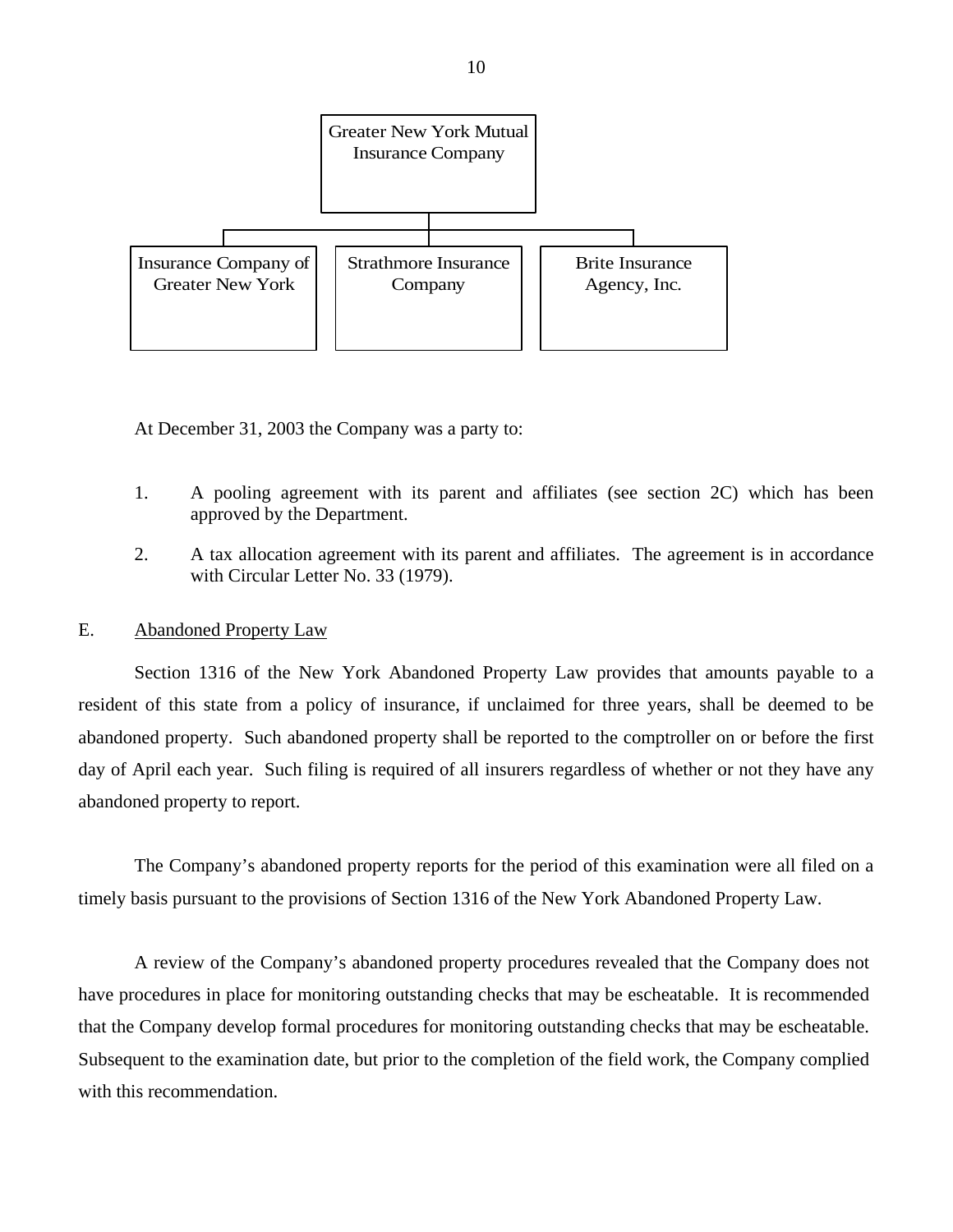Greater New York Mutual Insurance Company

- Insurance Company of Greater New York
- Strathmore Insurance Company
- Brite Insurance Agency, Inc.

At December 31, 2003 the Company was a party to:

1. A pooling agreement with its parent and affiliates (see section 2C) which has been approved by the Department.
2. A tax allocation agreement with its parent and affiliates. The agreement is in accordance with Circular Letter No. 33 (1979).

## E. Abandoned Property Law

Section 1316 of the New York Abandoned Property Law provides that amounts payable to a resident of this state from a policy of insurance, if unclaimed for three years, shall be deemed to be abandoned property. Such abandoned property shall be reported to the comptroller on or before the first day of April each year. Such filing is required of all insurers regardless of whether or not they have any abandoned property to report.

The Company's abandoned property reports for the period of this examination were all filed on a timely basis pursuant to the provisions of Section 1316 of the New York Abandoned Property Law.

A review of the Company's abandoned property procedures revealed that the Company does not have procedures in place for monitoring outstanding checks that may be escheatable. It is recommended that the Company develop formal procedures for monitoring outstanding checks that may be escheatable. Subsequent to the examination date, but prior to the completion of the field work, the Company complied with this recommendation.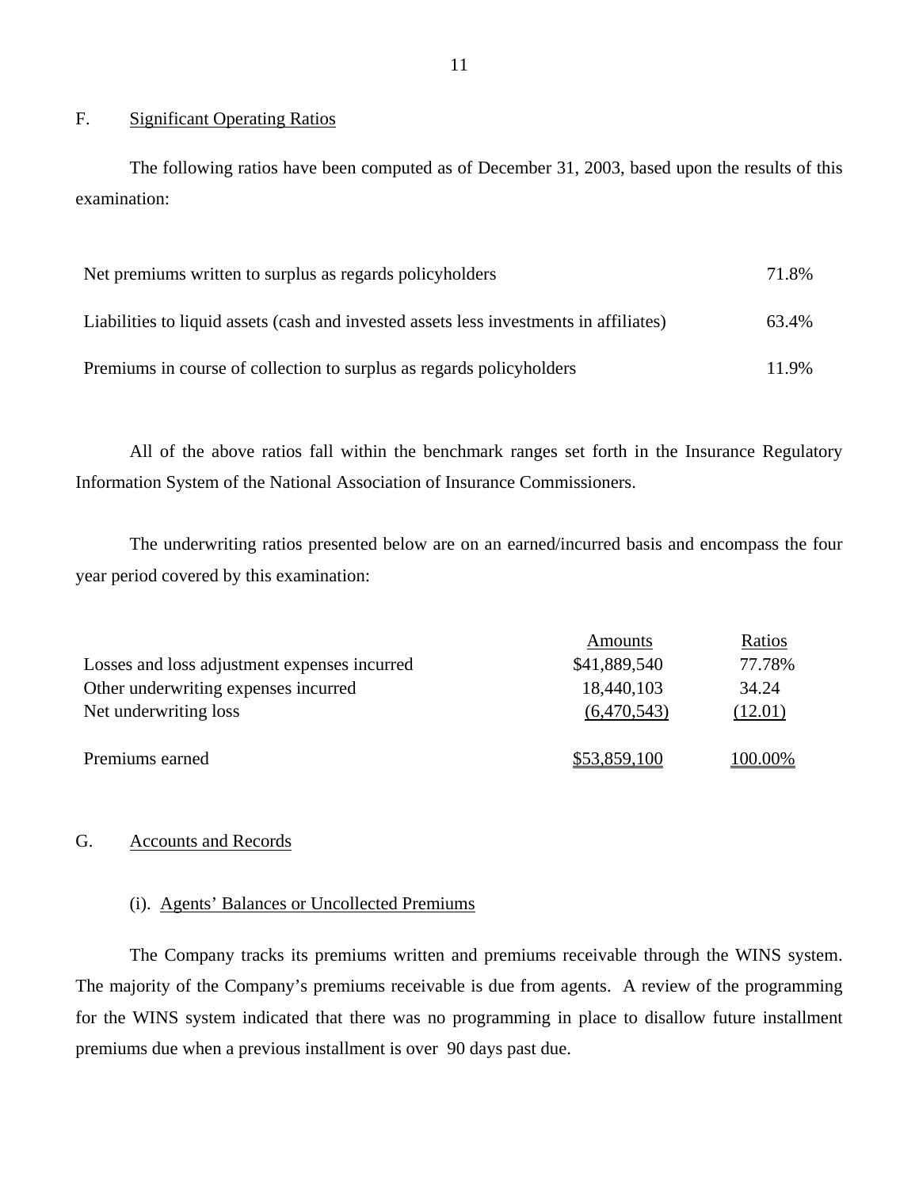## F. Significant Operating Ratios

The following ratios have been computed as of December 31, 2003, based upon the results of this examination:

| | |
|---|---|
| Net premiums written to surplus as regards policyholders | 71.8% |
| Liabilities to liquid assets (cash and invested assets less investments in affiliates) | 63.4% |
| Premiums in course of collection to surplus as regards policyholders | 11.9% |

All of the above ratios fall within the benchmark ranges set forth in the Insurance Regulatory Information System of the National Association of Insurance Commissioners.

The underwriting ratios presented below are on an earned/incurred basis and encompass the four year period covered by this examination:

| | Amounts | Ratios |
|---|---|---|
| Losses and loss adjustment expenses incurred | $41,889,540 | 77.78% |
| Other underwriting expenses incurred | 18,440,103 | 34.24 |
| Net underwriting loss | (6,470,543) | (12.01) |
| Premiums earned | $53,859,100 | 100.00% |

## G. Accounts and Records

### (i). Agents' Balances or Uncollected Premiums

The Company tracks its premiums written and premiums receivable through the WINS system. The majority of the Company's premiums receivable is due from agents. A review of the programming for the WINS system indicated that there was no programming in place to disallow future installment premiums due when a previous installment is over 90 days past due.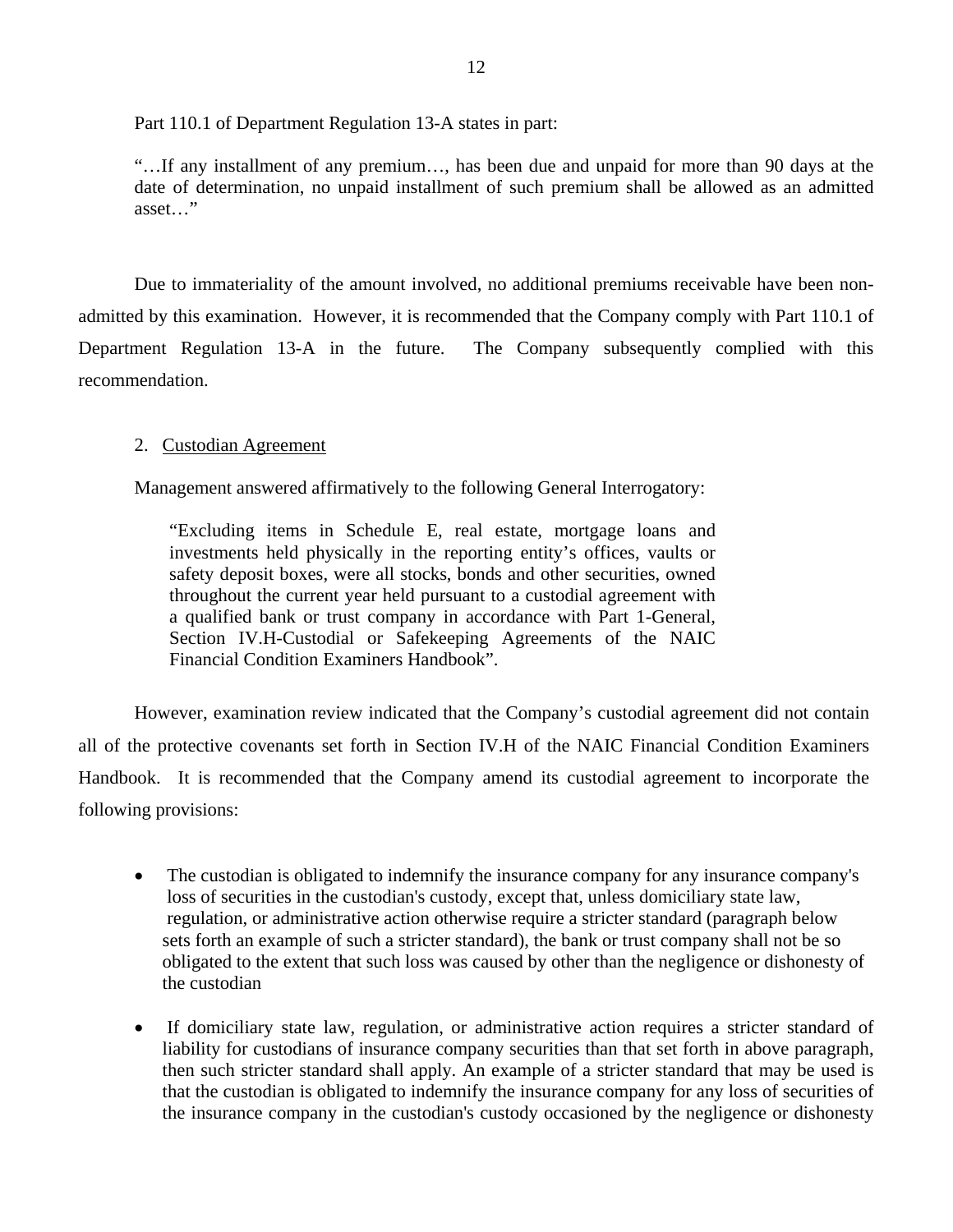Part 110.1 of Department Regulation 13-A states in part:

> "…If any installment of any premium…, has been due and unpaid for more than 90 days at the date of determination, no unpaid installment of such premium shall be allowed as an admitted asset…"

Due to immateriality of the amount involved, no additional premiums receivable have been non-admitted by this examination. However, it is recommended that the Company comply with Part 110.1 of Department Regulation 13-A in the future. The Company subsequently complied with this recommendation.

2. Custodian Agreement

Management answered affirmatively to the following General Interrogatory:

> "Excluding items in Schedule E, real estate, mortgage loans and investments held physically in the reporting entity's offices, vaults or safety deposit boxes, were all stocks, bonds and other securities, owned throughout the current year held pursuant to a custodial agreement with a qualified bank or trust company in accordance with Part 1-General, Section IV.H-Custodial or Safekeeping Agreements of the NAIC Financial Condition Examiners Handbook".

However, examination review indicated that the Company's custodial agreement did not contain all of the protective covenants set forth in Section IV.H of the NAIC Financial Condition Examiners Handbook. It is recommended that the Company amend its custodial agreement to incorporate the following provisions:

- The custodian is obligated to indemnify the insurance company for any insurance company's loss of securities in the custodian's custody, except that, unless domiciliary state law, regulation, or administrative action otherwise require a stricter standard (paragraph below sets forth an example of such a stricter standard), the bank or trust company shall not be so obligated to the extent that such loss was caused by other than the negligence or dishonesty of the custodian

- If domiciliary state law, regulation, or administrative action requires a stricter standard of liability for custodians of insurance company securities than that set forth in above paragraph, then such stricter standard shall apply. An example of a stricter standard that may be used is that the custodian is obligated to indemnify the insurance company for any loss of securities of the insurance company in the custodian's custody occasioned by the negligence or dishonesty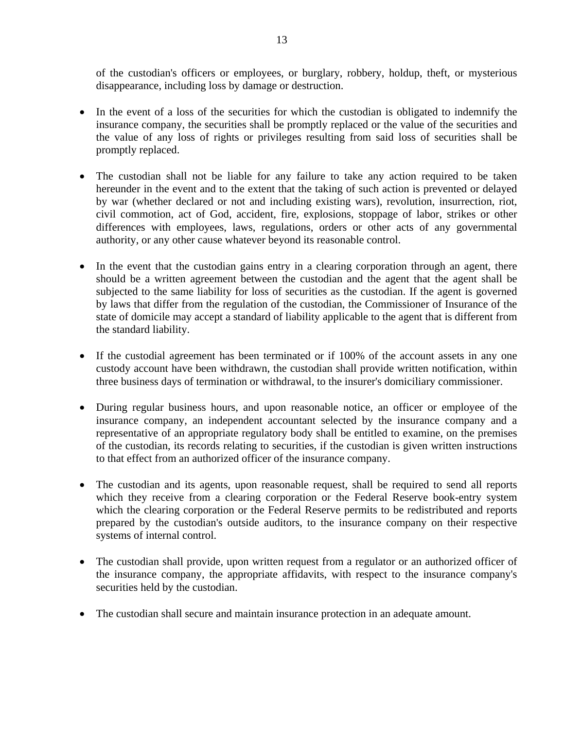of the custodian's officers or employees, or burglary, robbery, holdup, theft, or mysterious disappearance, including loss by damage or destruction.

- In the event of a loss of the securities for which the custodian is obligated to indemnify the insurance company, the securities shall be promptly replaced or the value of the securities and the value of any loss of rights or privileges resulting from said loss of securities shall be promptly replaced.

- The custodian shall not be liable for any failure to take any action required to be taken hereunder in the event and to the extent that the taking of such action is prevented or delayed by war (whether declared or not and including existing wars), revolution, insurrection, riot, civil commotion, act of God, accident, fire, explosions, stoppage of labor, strikes or other differences with employees, laws, regulations, orders or other acts of any governmental authority, or any other cause whatever beyond its reasonable control.

- In the event that the custodian gains entry in a clearing corporation through an agent, there should be a written agreement between the custodian and the agent that the agent shall be subjected to the same liability for loss of securities as the custodian. If the agent is governed by laws that differ from the regulation of the custodian, the Commissioner of Insurance of the state of domicile may accept a standard of liability applicable to the agent that is different from the standard liability.

- If the custodial agreement has been terminated or if 100% of the account assets in any one custody account have been withdrawn, the custodian shall provide written notification, within three business days of termination or withdrawal, to the insurer's domiciliary commissioner.

- During regular business hours, and upon reasonable notice, an officer or employee of the insurance company, an independent accountant selected by the insurance company and a representative of an appropriate regulatory body shall be entitled to examine, on the premises of the custodian, its records relating to securities, if the custodian is given written instructions to that effect from an authorized officer of the insurance company.

- The custodian and its agents, upon reasonable request, shall be required to send all reports which they receive from a clearing corporation or the Federal Reserve book-entry system which the clearing corporation or the Federal Reserve permits to be redistributed and reports prepared by the custodian's outside auditors, to the insurance company on their respective systems of internal control.

- The custodian shall provide, upon written request from a regulator or an authorized officer of the insurance company, the appropriate affidavits, with respect to the insurance company's securities held by the custodian.

- The custodian shall secure and maintain insurance protection in an adequate amount.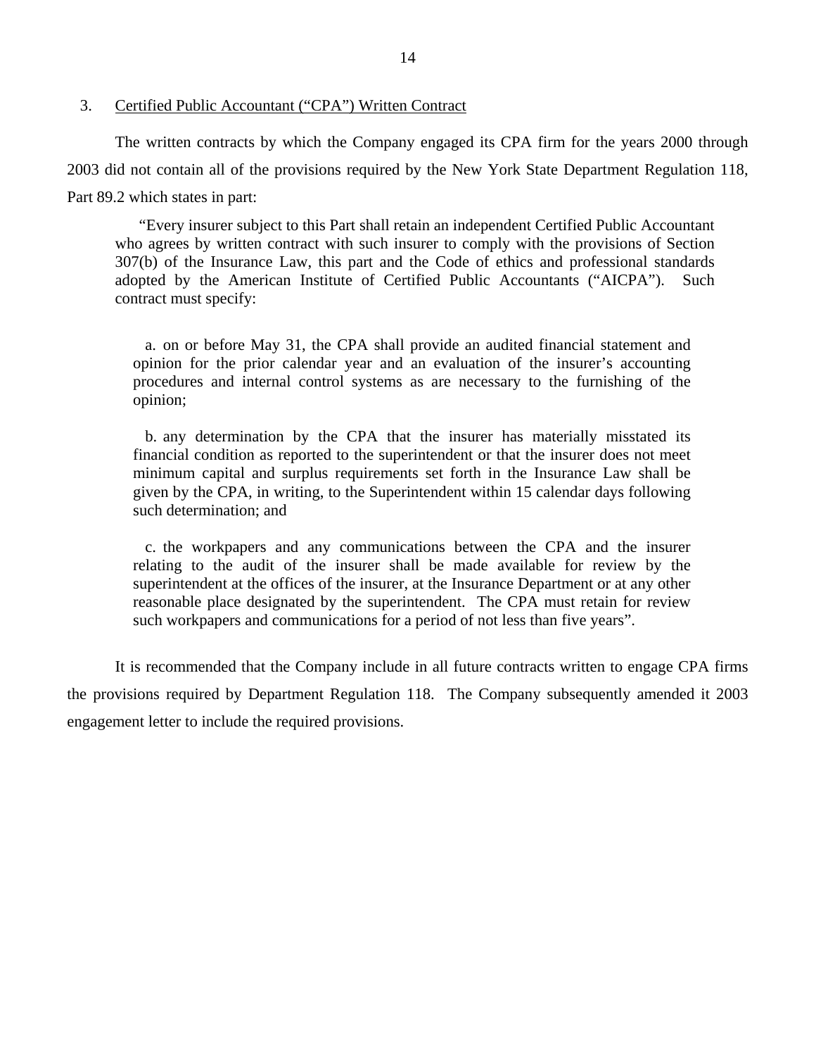3. Certified Public Accountant ("CPA") Written Contract

The written contracts by which the Company engaged its CPA firm for the years 2000 through 2003 did not contain all of the provisions required by the New York State Department Regulation 118, Part 89.2 which states in part:

> "Every insurer subject to this Part shall retain an independent Certified Public Accountant who agrees by written contract with such insurer to comply with the provisions of Section 307(b) of the Insurance Law, this part and the Code of ethics and professional standards adopted by the American Institute of Certified Public Accountants ("AICPA"). Such contract must specify:
>
> a. on or before May 31, the CPA shall provide an audited financial statement and opinion for the prior calendar year and an evaluation of the insurer's accounting procedures and internal control systems as are necessary to the furnishing of the opinion;
>
> b. any determination by the CPA that the insurer has materially misstated its financial condition as reported to the superintendent or that the insurer does not meet minimum capital and surplus requirements set forth in the Insurance Law shall be given by the CPA, in writing, to the Superintendent within 15 calendar days following such determination; and
>
> c. the workpapers and any communications between the CPA and the insurer relating to the audit of the insurer shall be made available for review by the superintendent at the offices of the insurer, at the Insurance Department or at any other reasonable place designated by the superintendent. The CPA must retain for review such workpapers and communications for a period of not less than five years".

It is recommended that the Company include in all future contracts written to engage CPA firms the provisions required by Department Regulation 118. The Company subsequently amended it 2003 engagement letter to include the required provisions.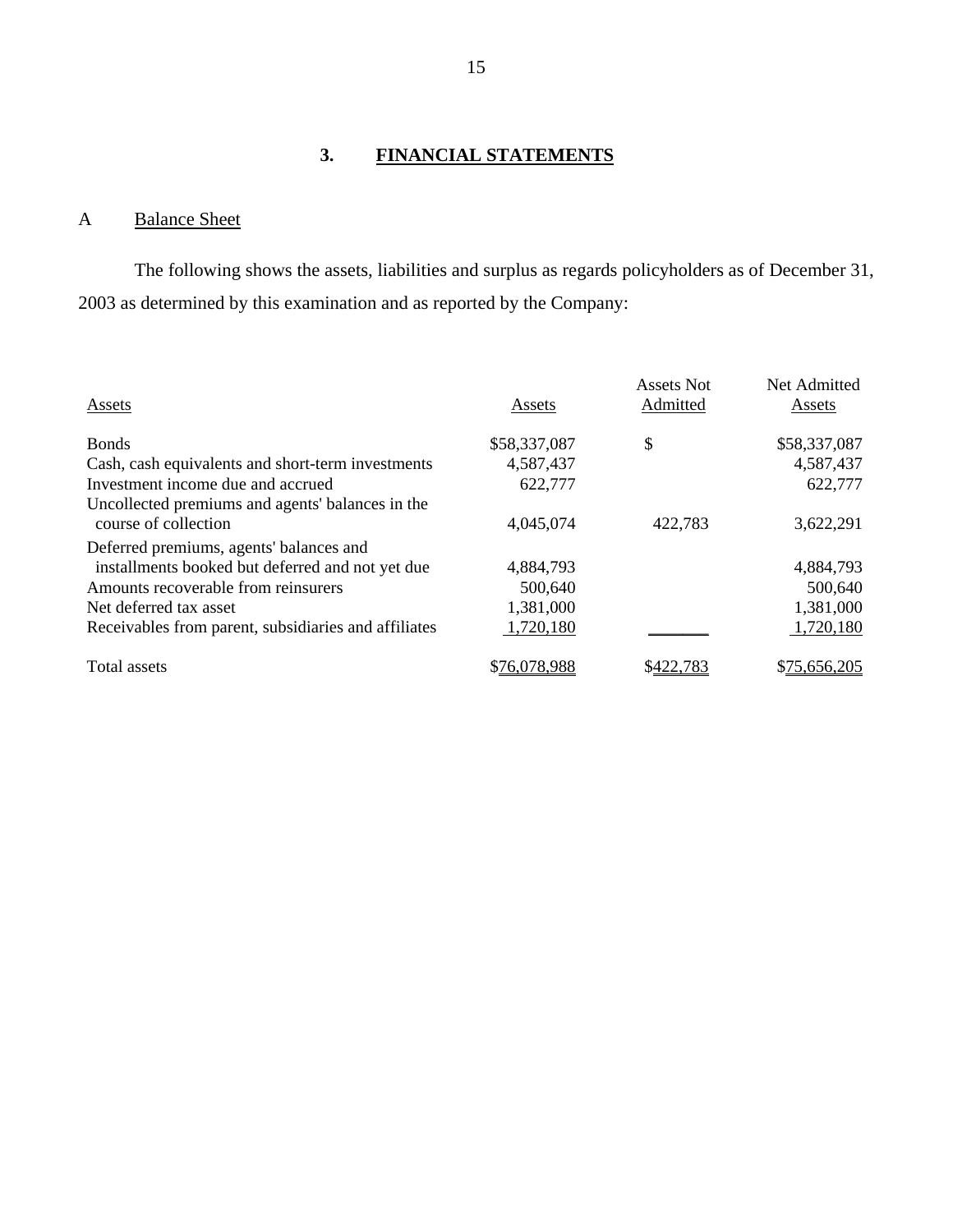## 3. FINANCIAL STATEMENTS

### A Balance Sheet

The following shows the assets, liabilities and surplus as regards policyholders as of December 31, 2003 as determined by this examination and as reported by the Company:

| Assets | Assets | Assets Not Admitted | Net Admitted Assets |
|---|---|---|---|
| Bonds | $58,337,087 | $ | $58,337,087 |
| Cash, cash equivalents and short-term investments | 4,587,437 | | 4,587,437 |
| Investment income due and accrued | 622,777 | | 622,777 |
| Uncollected premiums and agents' balances in the course of collection | 4,045,074 | 422,783 | 3,622,291 |
| Deferred premiums, agents' balances and installments booked but deferred and not yet due | 4,884,793 | | 4,884,793 |
| Amounts recoverable from reinsurers | 500,640 | | 500,640 |
| Net deferred tax asset | 1,381,000 | | 1,381,000 |
| Receivables from parent, subsidiaries and affiliates | 1,720,180 | | 1,720,180 |
| Total assets | $76,078,988 | $422,783 | $75,656,205 |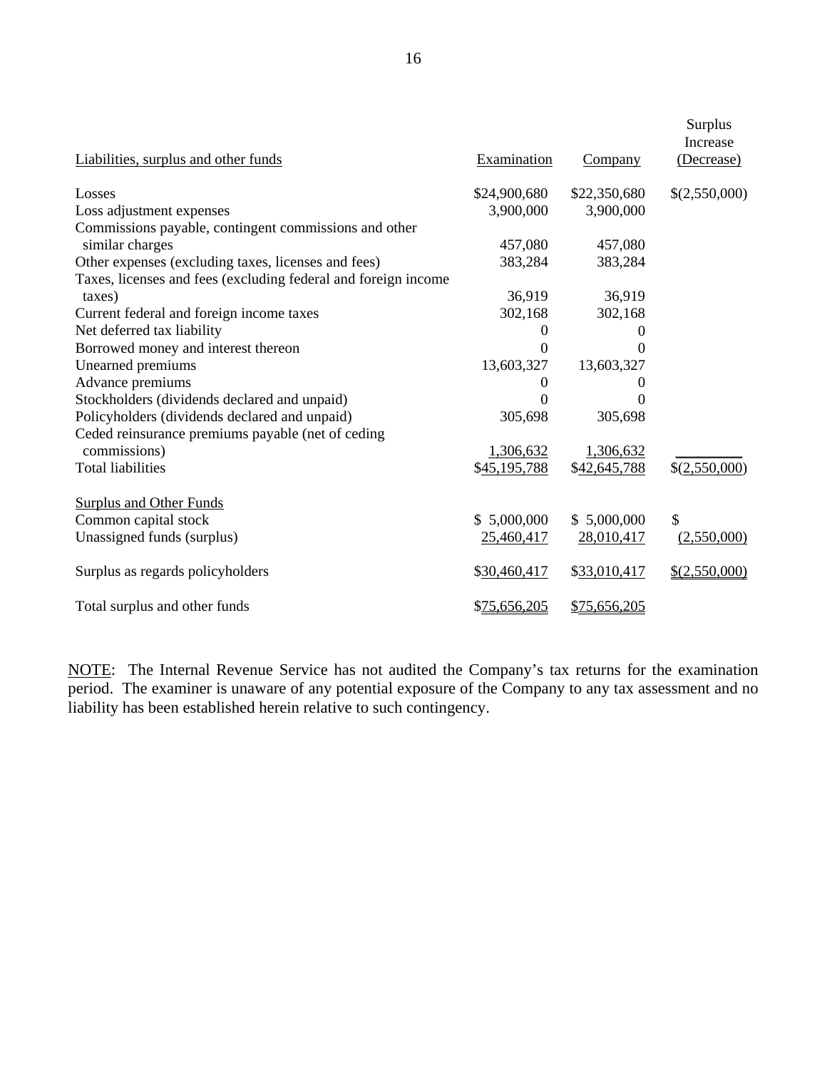| Liabilities, surplus and other funds | Examination | Company | Surplus Increase (Decrease) |
|---|---|---|---|
| Losses | $24,900,680 | $22,350,680 | $(2,550,000) |
| Loss adjustment expenses | 3,900,000 | 3,900,000 | |
| Commissions payable, contingent commissions and other similar charges | 457,080 | 457,080 | |
| Other expenses (excluding taxes, licenses and fees) | 383,284 | 383,284 | |
| Taxes, licenses and fees (excluding federal and foreign income taxes) | 36,919 | 36,919 | |
| Current federal and foreign income taxes | 302,168 | 302,168 | |
| Net deferred tax liability | 0 | 0 | |
| Borrowed money and interest thereon | 0 | 0 | |
| Unearned premiums | 13,603,327 | 13,603,327 | |
| Advance premiums | 0 | 0 | |
| Stockholders (dividends declared and unpaid) | 0 | 0 | |
| Policyholders (dividends declared and unpaid) | 305,698 | 305,698 | |
| Ceded reinsurance premiums payable (net of ceding commissions) | 1,306,632 | 1,306,632 | |
| Total liabilities | $45,195,788 | $42,645,788 | $(2,550,000) |
| | | | |
| Surplus and Other Funds | | | |
| Common capital stock | $ 5,000,000 | $ 5,000,000 | $ |
| Unassigned funds (surplus) | 25,460,417 | 28,010,417 | (2,550,000) |
| | | | |
| Surplus as regards policyholders | $30,460,417 | $33,010,417 | $(2,550,000) |
| | | | |
| Total surplus and other funds | $75,656,205 | $75,656,205 | |

NOTE: The Internal Revenue Service has not audited the Company's tax returns for the examination period. The examiner is unaware of any potential exposure of the Company to any tax assessment and no liability has been established herein relative to such contingency.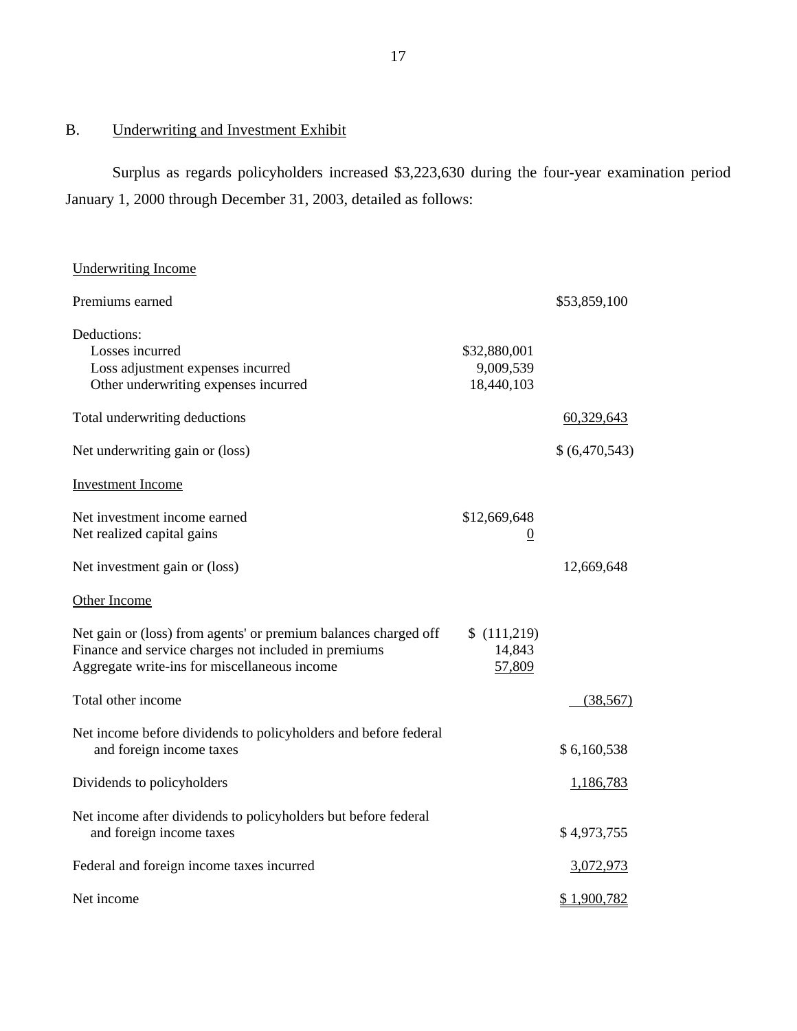## B. Underwriting and Investment Exhibit

Surplus as regards policyholders increased $3,223,630 during the four-year examination period January 1, 2000 through December 31, 2003, detailed as follows:

| | | |
|---|---|---|
| Underwriting Income | | |
| Premiums earned | | $53,859,100 |
| Deductions: | | |
| Losses incurred | $32,880,001 | |
| Loss adjustment expenses incurred | 9,009,539 | |
| Other underwriting expenses incurred | 18,440,103 | |
| Total underwriting deductions | | 60,329,643 |
| Net underwriting gain or (loss) | | $ (6,470,543) |
| Investment Income | | |
| Net investment income earned | $12,669,648 | |
| Net realized capital gains | 0 | |
| Net investment gain or (loss) | | 12,669,648 |
| Other Income | | |
| Net gain or (loss) from agents' or premium balances charged off | $ (111,219) | |
| Finance and service charges not included in premiums | 14,843 | |
| Aggregate write-ins for miscellaneous income | 57,809 | |
| Total other income | | (38,567) |
| Net income before dividends to policyholders and before federal and foreign income taxes | | $ 6,160,538 |
| Dividends to policyholders | | 1,186,783 |
| Net income after dividends to policyholders but before federal and foreign income taxes | | $ 4,973,755 |
| Federal and foreign income taxes incurred | | 3,072,973 |
| Net income | | $ 1,900,782 |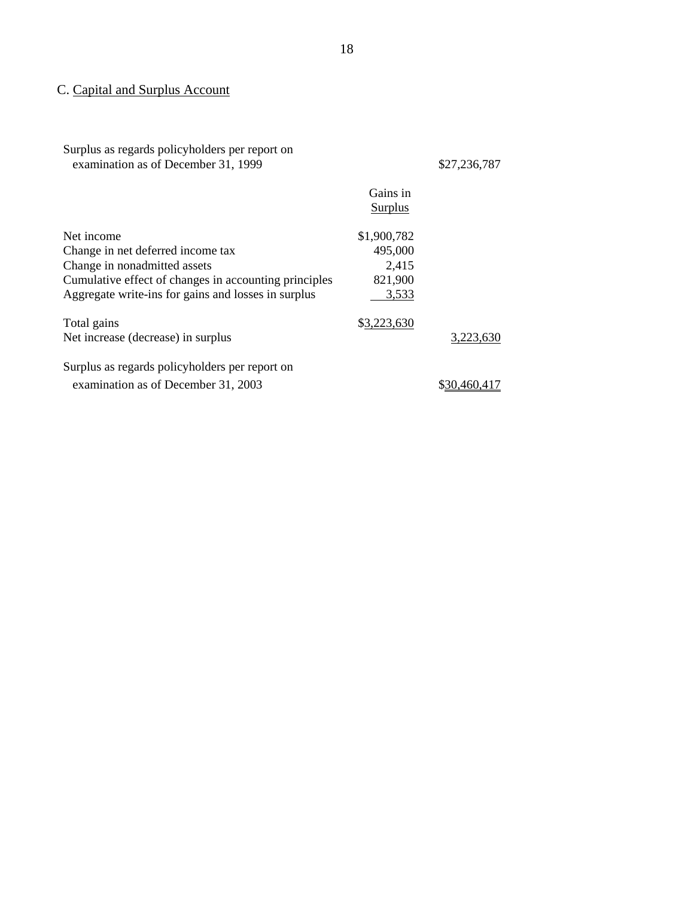## C. Capital and Surplus Account

| | | |
|---|---|---|
| Surplus as regards policyholders per report on examination as of December 31, 1999 | | $27,236,787 |
| | Gains in Surplus | |
| Net income | $1,900,782 | |
| Change in net deferred income tax | 495,000 | |
| Change in nonadmitted assets | 2,415 | |
| Cumulative effect of changes in accounting principles | 821,900 | |
| Aggregate write-ins for gains and losses in surplus | 3,533 | |
| Total gains | $3,223,630 | |
| Net increase (decrease) in surplus | | 3,223,630 |
| Surplus as regards policyholders per report on examination as of December 31, 2003 | | $30,460,417 |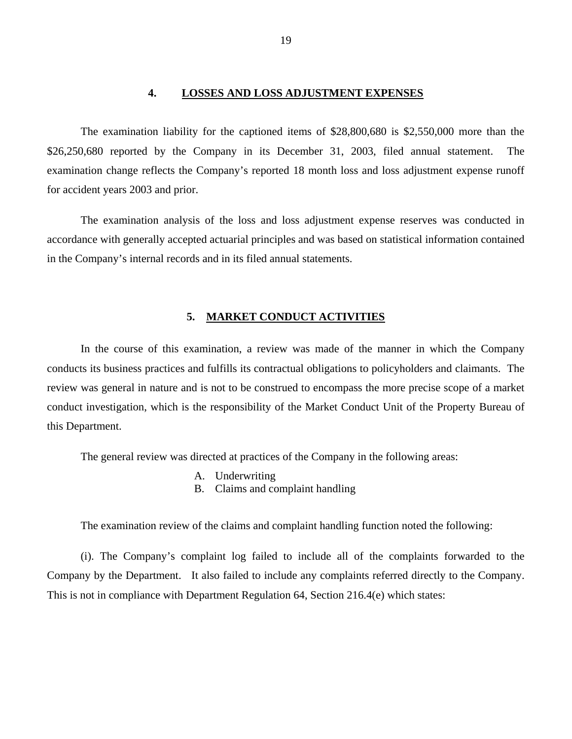## 4. LOSSES AND LOSS ADJUSTMENT EXPENSES

The examination liability for the captioned items of $28,800,680 is $2,550,000 more than the $26,250,680 reported by the Company in its December 31, 2003, filed annual statement. The examination change reflects the Company's reported 18 month loss and loss adjustment expense runoff for accident years 2003 and prior.

The examination analysis of the loss and loss adjustment expense reserves was conducted in accordance with generally accepted actuarial principles and was based on statistical information contained in the Company's internal records and in its filed annual statements.

## 5. MARKET CONDUCT ACTIVITIES

In the course of this examination, a review was made of the manner in which the Company conducts its business practices and fulfills its contractual obligations to policyholders and claimants. The review was general in nature and is not to be construed to encompass the more precise scope of a market conduct investigation, which is the responsibility of the Market Conduct Unit of the Property Bureau of this Department.

The general review was directed at practices of the Company in the following areas:

A. Underwriting
B. Claims and complaint handling

The examination review of the claims and complaint handling function noted the following:

(i). The Company's complaint log failed to include all of the complaints forwarded to the Company by the Department. It also failed to include any complaints referred directly to the Company. This is not in compliance with Department Regulation 64, Section 216.4(e) which states: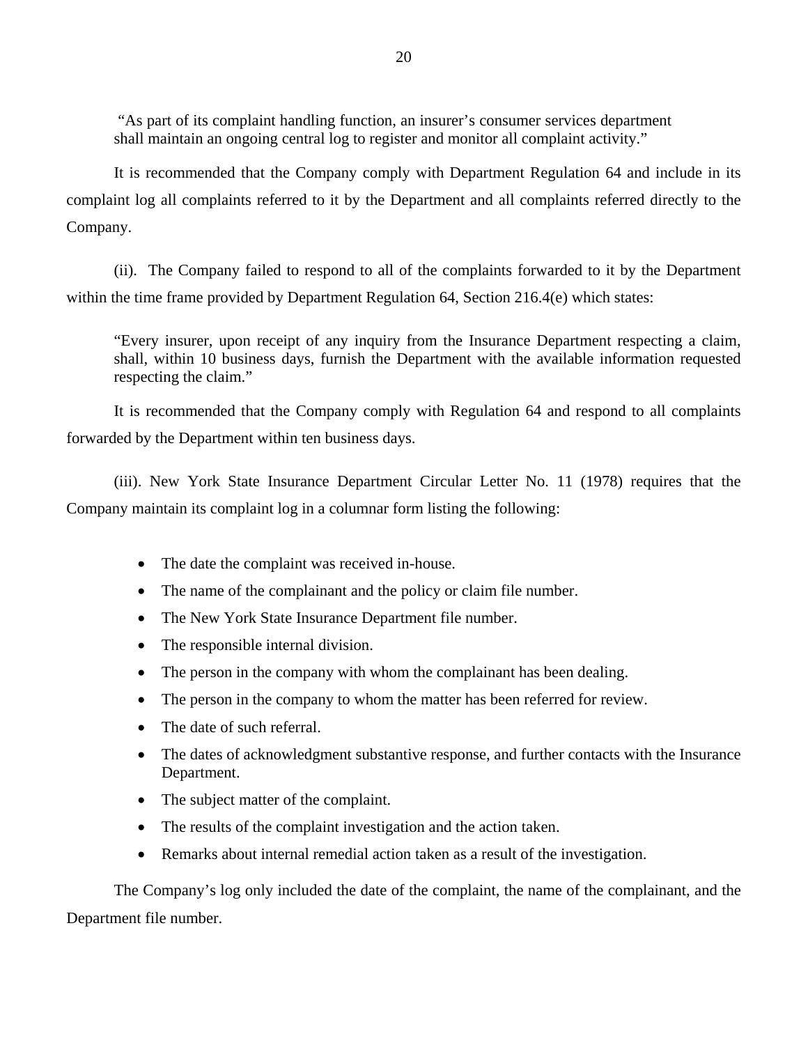> "As part of its complaint handling function, an insurer's consumer services department shall maintain an ongoing central log to register and monitor all complaint activity."

It is recommended that the Company comply with Department Regulation 64 and include in its complaint log all complaints referred to it by the Department and all complaints referred directly to the Company.

(ii). The Company failed to respond to all of the complaints forwarded to it by the Department within the time frame provided by Department Regulation 64, Section 216.4(e) which states:

> "Every insurer, upon receipt of any inquiry from the Insurance Department respecting a claim, shall, within 10 business days, furnish the Department with the available information requested respecting the claim."

It is recommended that the Company comply with Regulation 64 and respond to all complaints forwarded by the Department within ten business days.

(iii). New York State Insurance Department Circular Letter No. 11 (1978) requires that the Company maintain its complaint log in a columnar form listing the following:

- The date the complaint was received in-house.
- The name of the complainant and the policy or claim file number.
- The New York State Insurance Department file number.
- The responsible internal division.
- The person in the company with whom the complainant has been dealing.
- The person in the company to whom the matter has been referred for review.
- The date of such referral.
- The dates of acknowledgment substantive response, and further contacts with the Insurance Department.
- The subject matter of the complaint.
- The results of the complaint investigation and the action taken.
- Remarks about internal remedial action taken as a result of the investigation.

The Company's log only included the date of the complaint, the name of the complainant, and the Department file number.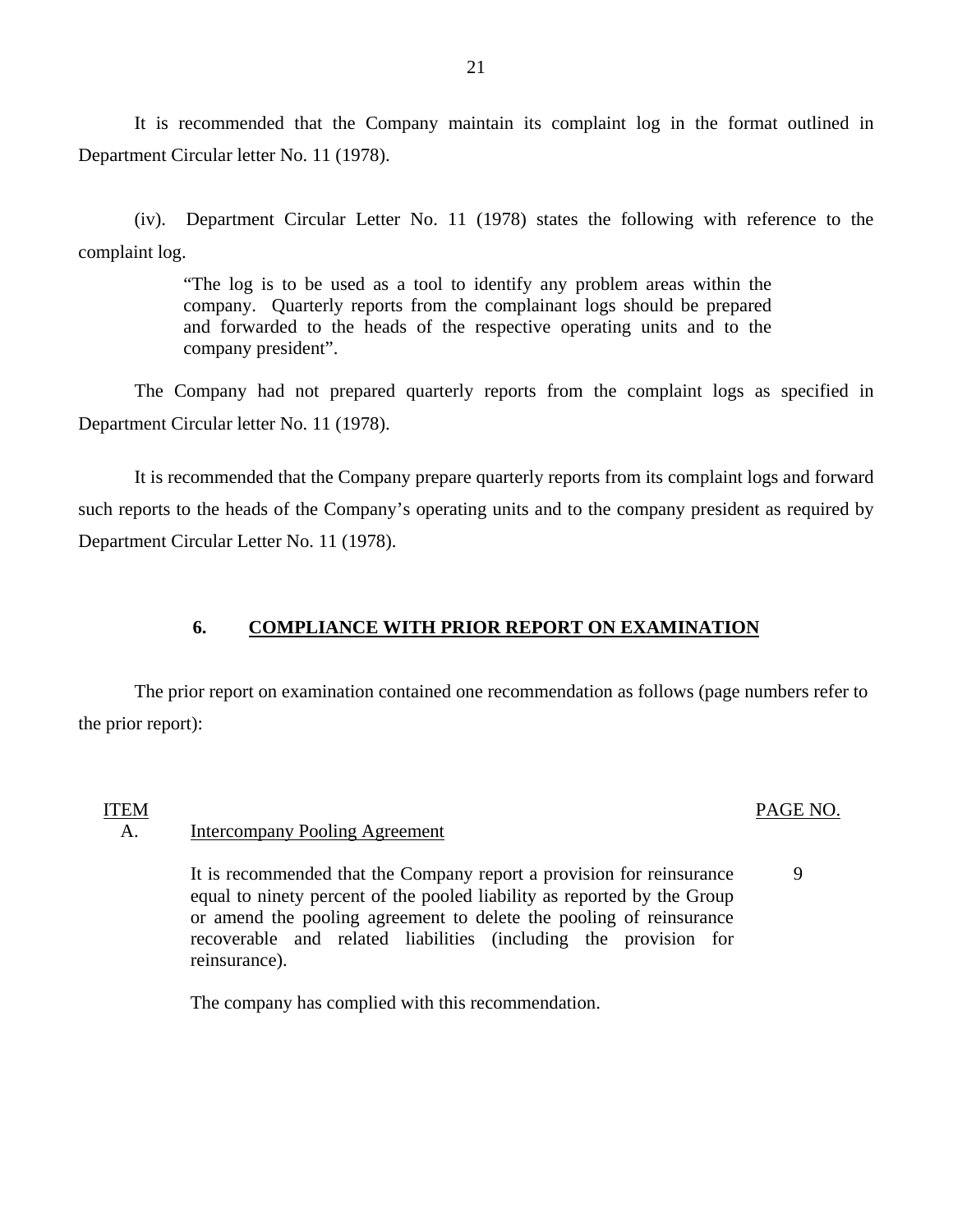It is recommended that the Company maintain its complaint log in the format outlined in Department Circular letter No. 11 (1978).

(iv). Department Circular Letter No. 11 (1978) states the following with reference to the complaint log.

> "The log is to be used as a tool to identify any problem areas within the company. Quarterly reports from the complainant logs should be prepared and forwarded to the heads of the respective operating units and to the company president".

The Company had not prepared quarterly reports from the complaint logs as specified in Department Circular letter No. 11 (1978).

It is recommended that the Company prepare quarterly reports from its complaint logs and forward such reports to the heads of the Company's operating units and to the company president as required by Department Circular Letter No. 11 (1978).

## 6. COMPLIANCE WITH PRIOR REPORT ON EXAMINATION

The prior report on examination contained one recommendation as follows (page numbers refer to the prior report):

| ITEM | | PAGE NO. |
|---|---|---|
| A. | Intercompany Pooling Agreement | |
| | It is recommended that the Company report a provision for reinsurance equal to ninety percent of the pooled liability as reported by the Group or amend the pooling agreement to delete the pooling of reinsurance recoverable and related liabilities (including the provision for reinsurance). | 9 |
| | The company has complied with this recommendation. | |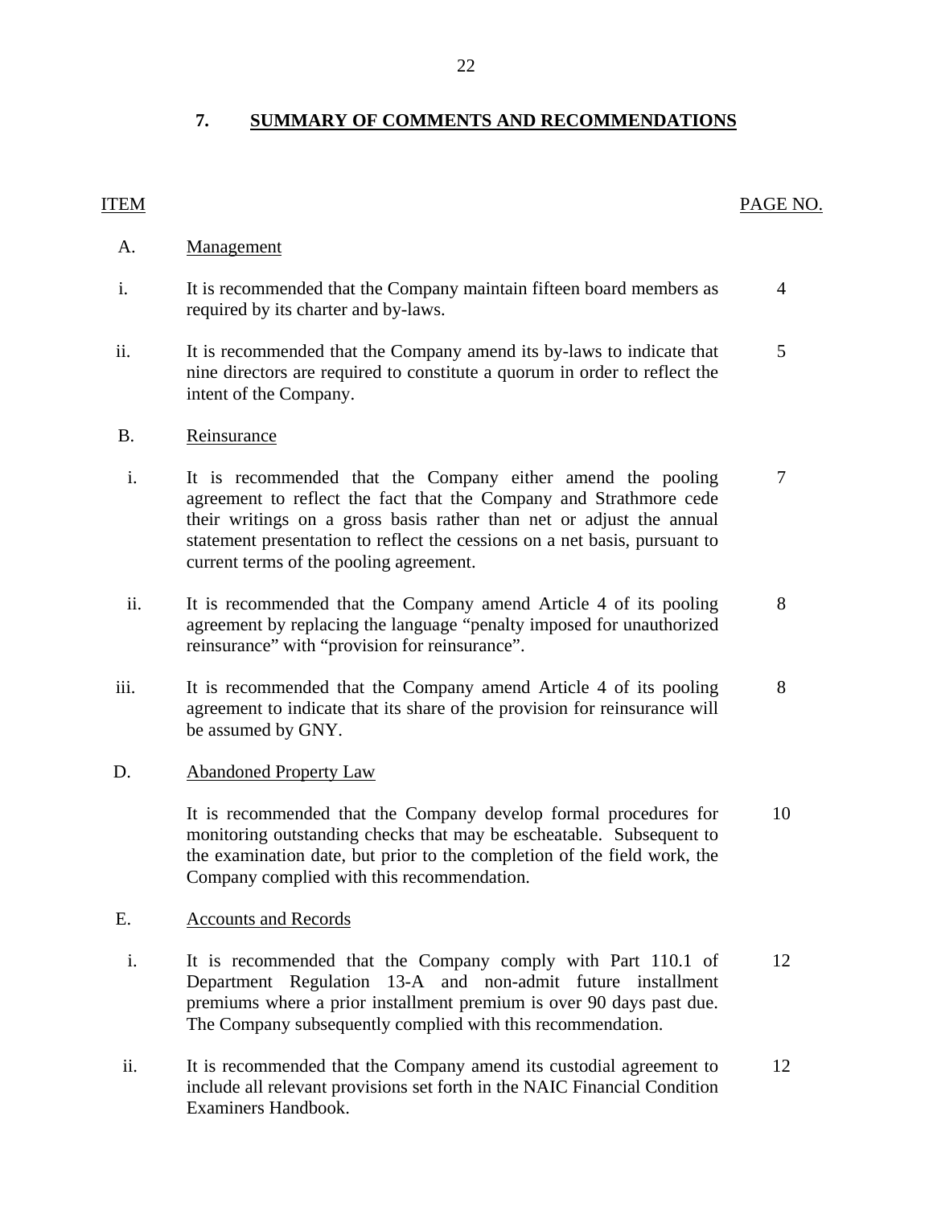## 7. SUMMARY OF COMMENTS AND RECOMMENDATIONS

| ITEM | | PAGE NO. |
|---|---|---|
| A. | Management | |
| i. | It is recommended that the Company maintain fifteen board members as required by its charter and by-laws. | 4 |
| ii. | It is recommended that the Company amend its by-laws to indicate that nine directors are required to constitute a quorum in order to reflect the intent of the Company. | 5 |
| B. | Reinsurance | |
| i. | It is recommended that the Company either amend the pooling agreement to reflect the fact that the Company and Strathmore cede their writings on a gross basis rather than net or adjust the annual statement presentation to reflect the cessions on a net basis, pursuant to current terms of the pooling agreement. | 7 |
| ii. | It is recommended that the Company amend Article 4 of its pooling agreement by replacing the language "penalty imposed for unauthorized reinsurance" with "provision for reinsurance". | 8 |
| iii. | It is recommended that the Company amend Article 4 of its pooling agreement to indicate that its share of the provision for reinsurance will be assumed by GNY. | 8 |
| D. | Abandoned Property Law | |
| | It is recommended that the Company develop formal procedures for monitoring outstanding checks that may be escheatable. Subsequent to the examination date, but prior to the completion of the field work, the Company complied with this recommendation. | 10 |
| E. | Accounts and Records | |
| i. | It is recommended that the Company comply with Part 110.1 of Department Regulation 13-A and non-admit future installment premiums where a prior installment premium is over 90 days past due. The Company subsequently complied with this recommendation. | 12 |
| ii. | It is recommended that the Company amend its custodial agreement to include all relevant provisions set forth in the NAIC Financial Condition Examiners Handbook. | 12 |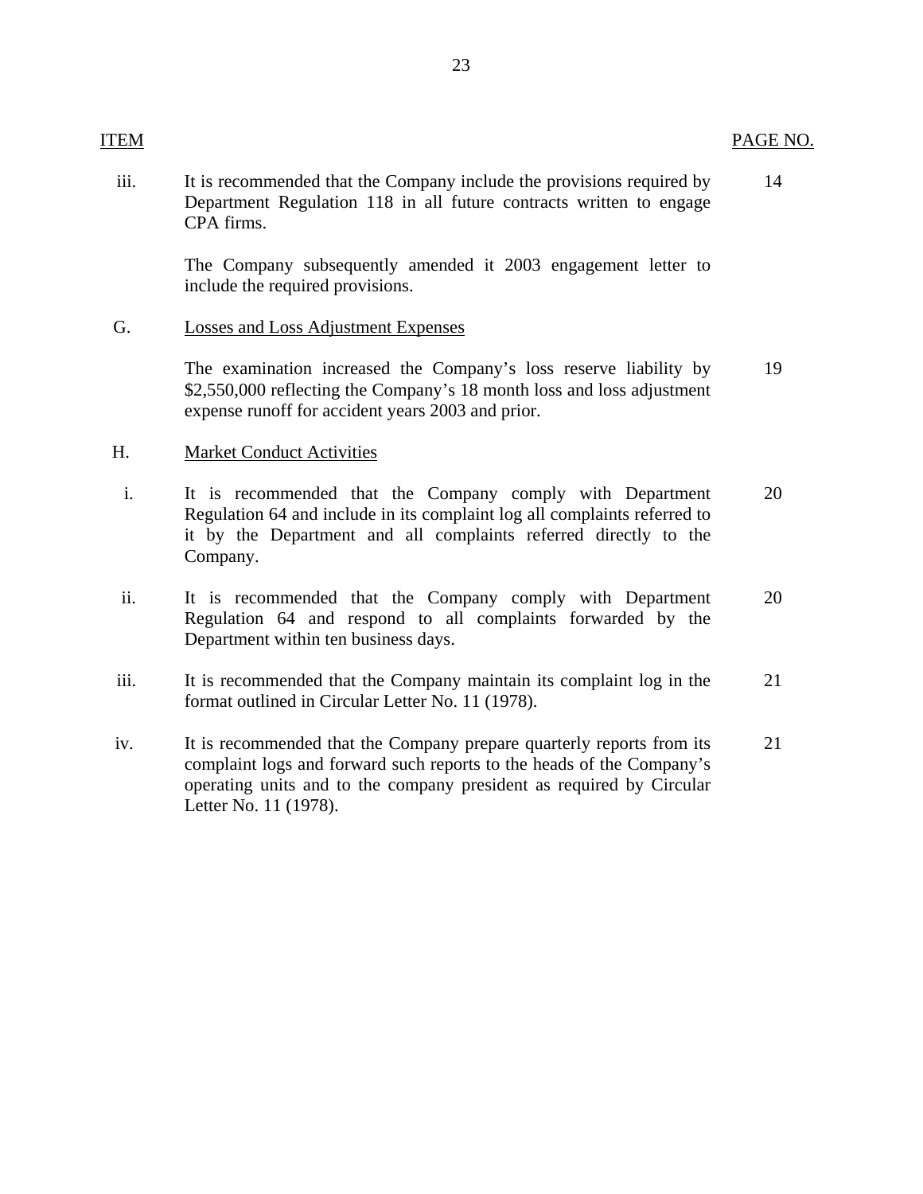| ITEM | | PAGE NO. |
|---|---|---|
| iii. | It is recommended that the Company include the provisions required by Department Regulation 118 in all future contracts written to engage CPA firms.<br><br>The Company subsequently amended it 2003 engagement letter to include the required provisions. | 14 |
| G. | Losses and Loss Adjustment Expenses | |
| | The examination increased the Company's loss reserve liability by $2,550,000 reflecting the Company's 18 month loss and loss adjustment expense runoff for accident years 2003 and prior. | 19 |
| H. | Market Conduct Activities | |
| i. | It is recommended that the Company comply with Department Regulation 64 and include in its complaint log all complaints referred to it by the Department and all complaints referred directly to the Company. | 20 |
| ii. | It is recommended that the Company comply with Department Regulation 64 and respond to all complaints forwarded by the Department within ten business days. | 20 |
| iii. | It is recommended that the Company maintain its complaint log in the format outlined in Circular Letter No. 11 (1978). | 21 |
| iv. | It is recommended that the Company prepare quarterly reports from its complaint logs and forward such reports to the heads of the Company's operating units and to the company president as required by Circular Letter No. 11 (1978). | 21 |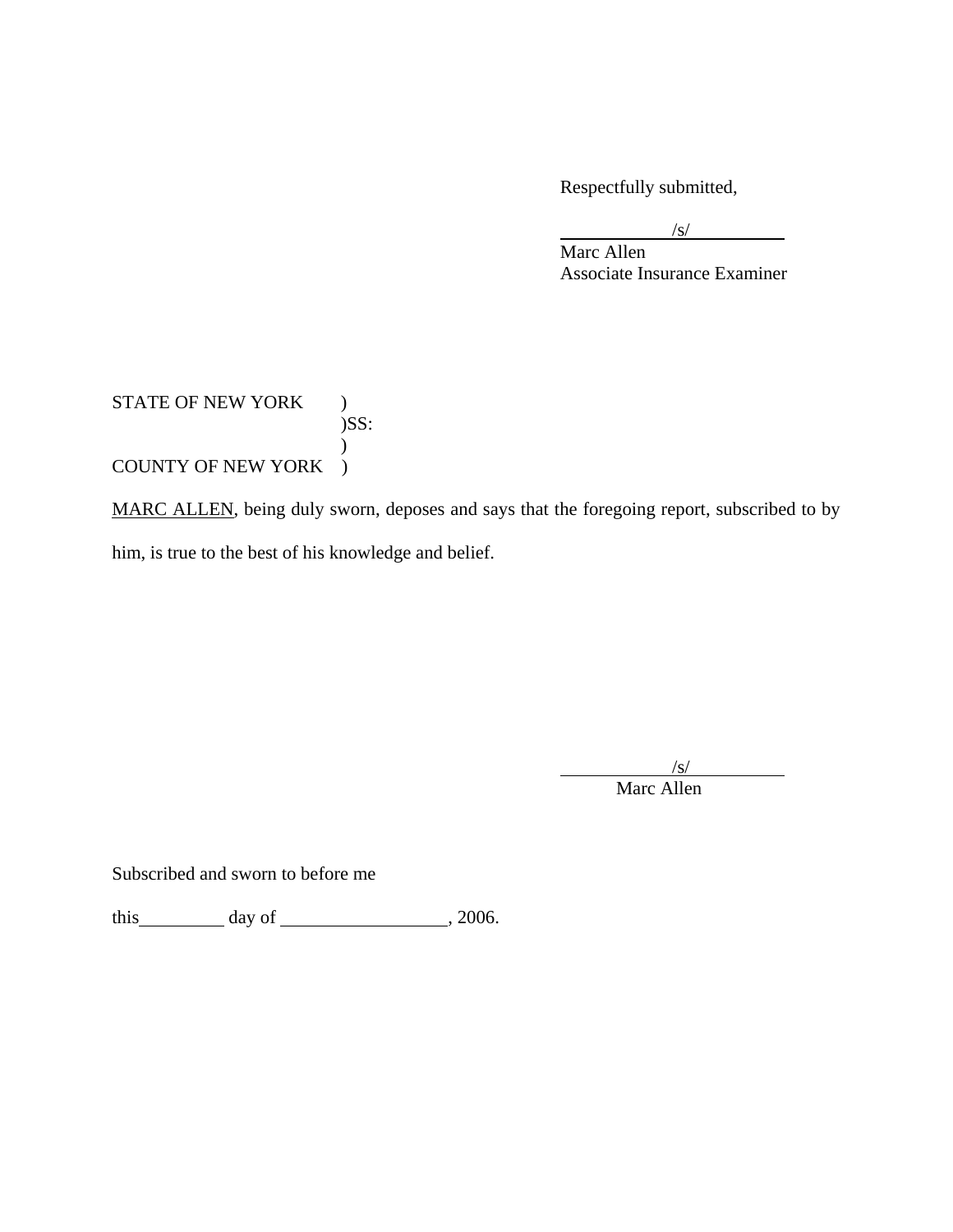Respectfully submitted,

/s/
Marc Allen
Associate Insurance Examiner

STATE OF NEW YORK )
)SS:
)
COUNTY OF NEW YORK )

<u>MARC ALLEN</u>, being duly sworn, deposes and says that the foregoing report, subscribed to by him, is true to the best of his knowledge and belief.

/s/
Marc Allen

Subscribed and sworn to before me

this\_\_\_\_\_\_\_\_\_ day of \_\_\_\_\_\_\_\_\_\_\_\_\_\_\_\_\_, 2006.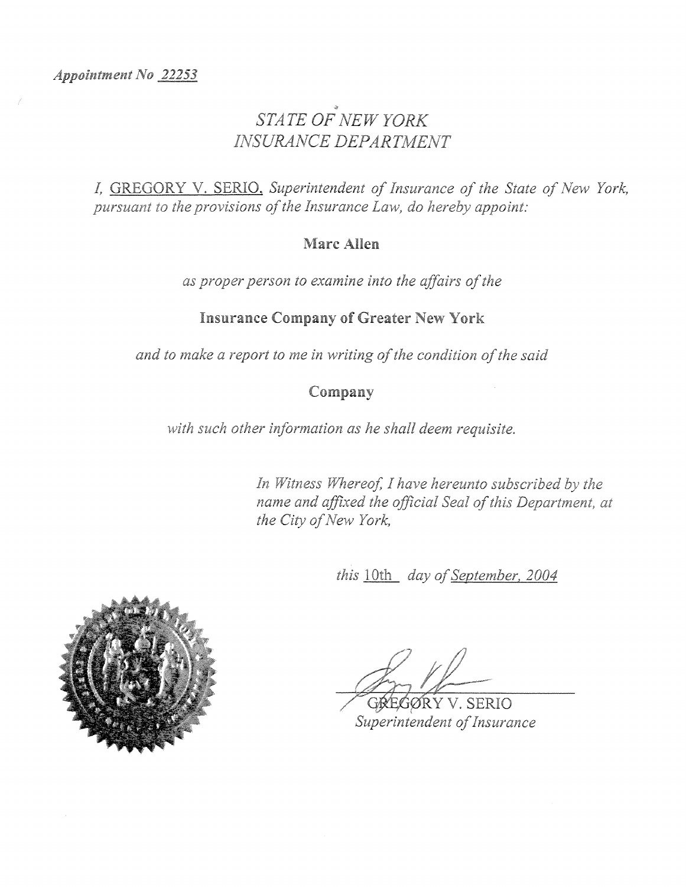*Appointment No 22253*

# *STATE OF NEW YORK*
## *INSURANCE DEPARTMENT*

*I,* GREGORY V. SERIO, *Superintendent of Insurance of the State of New York, pursuant to the provisions of the Insurance Law, do hereby appoint:*

**Marc Allen**

*as proper person to examine into the affairs of the*

**Insurance Company of Greater New York**

*and to make a report to me in writing of the condition of the said*

**Company**

*with such other information as he shall deem requisite.*

*In Witness Whereof, I have hereunto subscribed by the name and affixed the official Seal of this Department, at the City of New York,*

*this* 10th *day of* *September, 2004*

GREGORY V. SERIO
*Superintendent of Insurance*